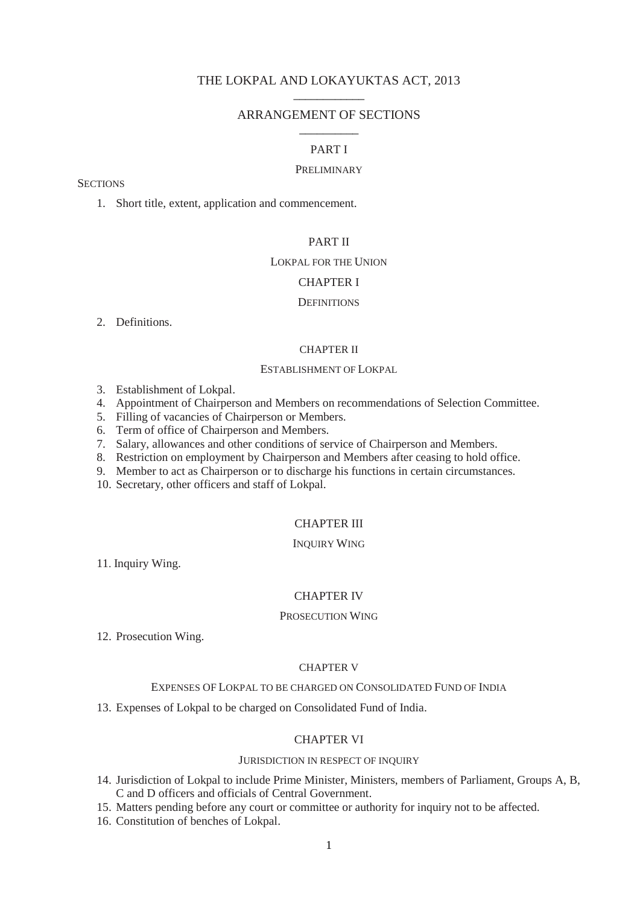# THE LOKPAL AND LOKAYUKTAS ACT, 2013

## ARRANGEMENT OF SECTIONS

### PART I

PRELIMINARY

SECTIONS

1. Short title, extent, application and commencement.

### PART II

LOKPAL FOR THE UNION

#### CHAPTER I

DEFINITIONS

2. Definitions.

#### CHAPTER II

ESTABLISHMENT OF LOKPAL

3. Establishment of Lokpal.
4. Appointment of Chairperson and Members on recommendations of Selection Committee.
5. Filling of vacancies of Chairperson or Members.
6. Term of office of Chairperson and Members.
7. Salary, allowances and other conditions of service of Chairperson and Members.
8. Restriction on employment by Chairperson and Members after ceasing to hold office.
9. Member to act as Chairperson or to discharge his functions in certain circumstances.
10. Secretary, other officers and staff of Lokpal.

#### CHAPTER III

INQUIRY WING

11. Inquiry Wing.

#### CHAPTER IV

PROSECUTION WING

12. Prosecution Wing.

#### CHAPTER V

EXPENSES OF LOKPAL TO BE CHARGED ON CONSOLIDATED FUND OF INDIA

13. Expenses of Lokpal to be charged on Consolidated Fund of India.

#### CHAPTER VI

JURISDICTION IN RESPECT OF INQUIRY

14. Jurisdiction of Lokpal to include Prime Minister, Ministers, members of Parliament, Groups A, B, C and D officers and officials of Central Government.
15. Matters pending before any court or committee or authority for inquiry not to be affected.
16. Constitution of benches of Lokpal.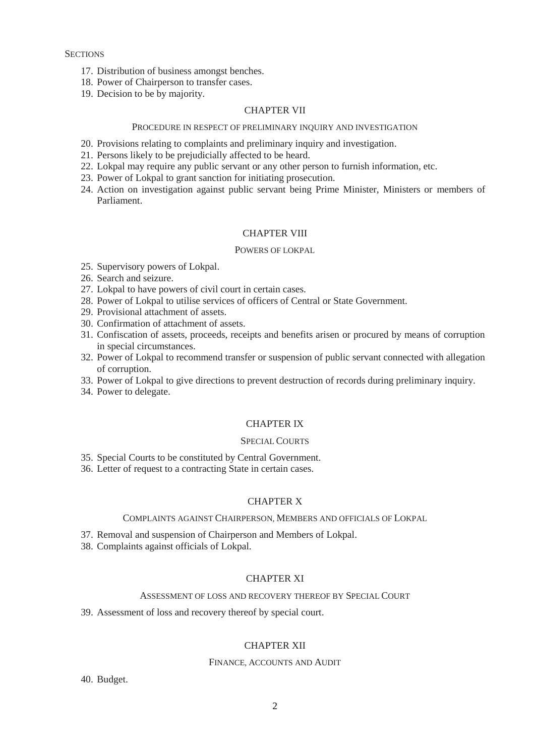SECTIONS

17. Distribution of business amongst benches.
18. Power of Chairperson to transfer cases.
19. Decision to be by majority.

## CHAPTER VII

### PROCEDURE IN RESPECT OF PRELIMINARY INQUIRY AND INVESTIGATION

20. Provisions relating to complaints and preliminary inquiry and investigation.
21. Persons likely to be prejudicially affected to be heard.
22. Lokpal may require any public servant or any other person to furnish information, etc.
23. Power of Lokpal to grant sanction for initiating prosecution.
24. Action on investigation against public servant being Prime Minister, Ministers or members of Parliament.

## CHAPTER VIII

### POWERS OF LOKPAL

25. Supervisory powers of Lokpal.
26. Search and seizure.
27. Lokpal to have powers of civil court in certain cases.
28. Power of Lokpal to utilise services of officers of Central or State Government.
29. Provisional attachment of assets.
30. Confirmation of attachment of assets.
31. Confiscation of assets, proceeds, receipts and benefits arisen or procured by means of corruption in special circumstances.
32. Power of Lokpal to recommend transfer or suspension of public servant connected with allegation of corruption.
33. Power of Lokpal to give directions to prevent destruction of records during preliminary inquiry.
34. Power to delegate.

## CHAPTER IX

### SPECIAL COURTS

35. Special Courts to be constituted by Central Government.
36. Letter of request to a contracting State in certain cases.

## CHAPTER X

### COMPLAINTS AGAINST CHAIRPERSON, MEMBERS AND OFFICIALS OF LOKPAL

37. Removal and suspension of Chairperson and Members of Lokpal.
38. Complaints against officials of Lokpal.

## CHAPTER XI

### ASSESSMENT OF LOSS AND RECOVERY THEREOF BY SPECIAL COURT

39. Assessment of loss and recovery thereof by special court.

## CHAPTER XII

### FINANCE, ACCOUNTS AND AUDIT

40. Budget.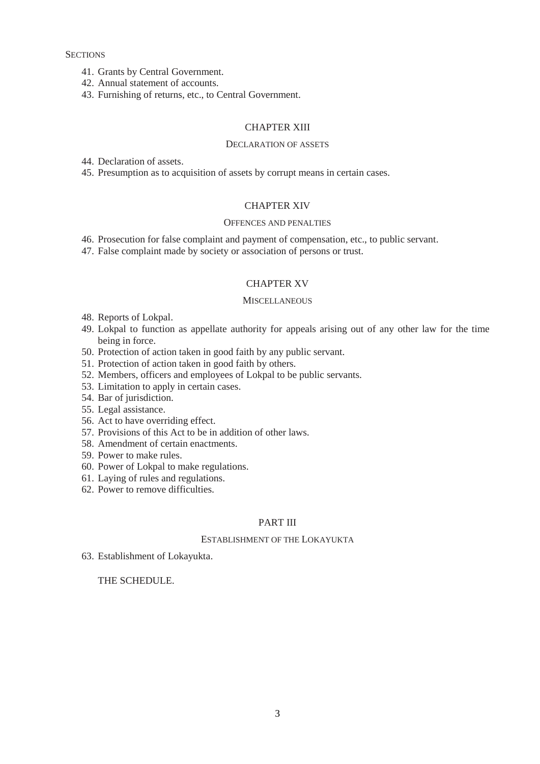SECTIONS

41. Grants by Central Government.
42. Annual statement of accounts.
43. Furnishing of returns, etc., to Central Government.

## CHAPTER XIII

### DECLARATION OF ASSETS

44. Declaration of assets.
45. Presumption as to acquisition of assets by corrupt means in certain cases.

## CHAPTER XIV

### OFFENCES AND PENALTIES

46. Prosecution for false complaint and payment of compensation, etc., to public servant.
47. False complaint made by society or association of persons or trust.

## CHAPTER XV

### MISCELLANEOUS

48. Reports of Lokpal.
49. Lokpal to function as appellate authority for appeals arising out of any other law for the time being in force.
50. Protection of action taken in good faith by any public servant.
51. Protection of action taken in good faith by others.
52. Members, officers and employees of Lokpal to be public servants.
53. Limitation to apply in certain cases.
54. Bar of jurisdiction.
55. Legal assistance.
56. Act to have overriding effect.
57. Provisions of this Act to be in addition of other laws.
58. Amendment of certain enactments.
59. Power to make rules.
60. Power of Lokpal to make regulations.
61. Laying of rules and regulations.
62. Power to remove difficulties.

## PART III

### ESTABLISHMENT OF THE LOKAYUKTA

63. Establishment of Lokayukta.

THE SCHEDULE.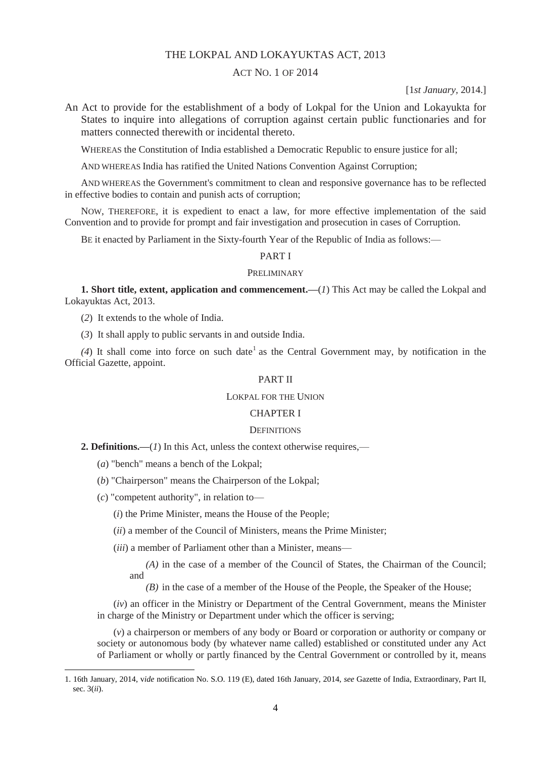# THE LOKPAL AND LOKAYUKTAS ACT, 2013

## ACT NO. 1 OF 2014

[1*st January*, 2014.]

An Act to provide for the establishment of a body of Lokpal for the Union and Lokayukta for States to inquire into allegations of corruption against certain public functionaries and for matters connected therewith or incidental thereto.

WHEREAS the Constitution of India established a Democratic Republic to ensure justice for all;

AND WHEREAS India has ratified the United Nations Convention Against Corruption;

AND WHEREAS the Government's commitment to clean and responsive governance has to be reflected in effective bodies to contain and punish acts of corruption;

NOW, THEREFORE, it is expedient to enact a law, for more effective implementation of the said Convention and to provide for prompt and fair investigation and prosecution in cases of Corruption.

BE it enacted by Parliament in the Sixty-fourth Year of the Republic of India as follows:—

## PART I

### PRELIMINARY

**1. Short title, extent, application and commencement.—**(*1*) This Act may be called the Lokpal and Lokayuktas Act, 2013.

(*2*) It extends to the whole of India.

(*3*) It shall apply to public servants in and outside India.

*(4*) It shall come into force on such date[1] as the Central Government may, by notification in the Official Gazette, appoint.

## PART II

### LOKPAL FOR THE UNION

### CHAPTER I

### DEFINITIONS

**2. Definitions.—**(*1*) In this Act, unless the context otherwise requires,—

(*a*) "bench" means a bench of the Lokpal;

(*b*) "Chairperson" means the Chairperson of the Lokpal;

(*c*) "competent authority", in relation to—

(*i*) the Prime Minister, means the House of the People;

(*ii*) a member of the Council of Ministers, means the Prime Minister;

(*iii*) a member of Parliament other than a Minister, means—

*(A)* in the case of a member of the Council of States, the Chairman of the Council; and

*(B)* in the case of a member of the House of the People, the Speaker of the House;

(*iv*) an officer in the Ministry or Department of the Central Government, means the Minister in charge of the Ministry or Department under which the officer is serving;

(*v*) a chairperson or members of any body or Board or corporation or authority or company or society or autonomous body (by whatever name called) established or constituted under any Act of Parliament or wholly or partly financed by the Central Government or controlled by it, means

---

1. 16th January, 2014, *vide* notification No. S.O. 119 (E), dated 16th January, 2014, *see* Gazette of India, Extraordinary, Part II, sec. 3(*ii*).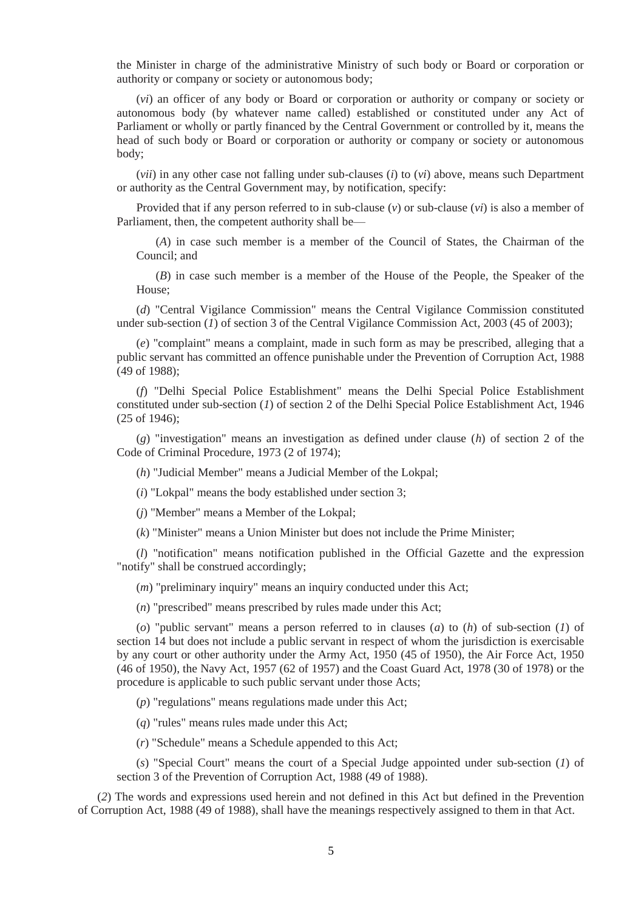the Minister in charge of the administrative Ministry of such body or Board or corporation or authority or company or society or autonomous body;

(*vi*) an officer of any body or Board or corporation or authority or company or society or autonomous body (by whatever name called) established or constituted under any Act of Parliament or wholly or partly financed by the Central Government or controlled by it, means the head of such body or Board or corporation or authority or company or society or autonomous body;

(*vii*) in any other case not falling under sub-clauses (*i*) to (*vi*) above, means such Department or authority as the Central Government may, by notification, specify:

Provided that if any person referred to in sub-clause (*v*) or sub-clause (*vi*) is also a member of Parliament, then, the competent authority shall be—

(*A*) in case such member is a member of the Council of States, the Chairman of the Council; and

(*B*) in case such member is a member of the House of the People, the Speaker of the House;

(*d*) "Central Vigilance Commission" means the Central Vigilance Commission constituted under sub-section (*1*) of section 3 of the Central Vigilance Commission Act, 2003 (45 of 2003);

(*e*) "complaint" means a complaint, made in such form as may be prescribed, alleging that a public servant has committed an offence punishable under the Prevention of Corruption Act, 1988 (49 of 1988);

(*f*) "Delhi Special Police Establishment" means the Delhi Special Police Establishment constituted under sub-section (*1*) of section 2 of the Delhi Special Police Establishment Act, 1946 (25 of 1946);

(*g*) "investigation" means an investigation as defined under clause (*h*) of section 2 of the Code of Criminal Procedure, 1973 (2 of 1974);

(*h*) "Judicial Member" means a Judicial Member of the Lokpal;

(*i*) "Lokpal" means the body established under section 3;

(*j*) "Member" means a Member of the Lokpal;

(*k*) "Minister" means a Union Minister but does not include the Prime Minister;

(*l*) "notification" means notification published in the Official Gazette and the expression "notify" shall be construed accordingly;

(*m*) "preliminary inquiry" means an inquiry conducted under this Act;

(*n*) "prescribed" means prescribed by rules made under this Act;

(*o*) "public servant" means a person referred to in clauses (*a*) to (*h*) of sub-section (*1*) of section 14 but does not include a public servant in respect of whom the jurisdiction is exercisable by any court or other authority under the Army Act, 1950 (45 of 1950), the Air Force Act, 1950 (46 of 1950), the Navy Act, 1957 (62 of 1957) and the Coast Guard Act, 1978 (30 of 1978) or the procedure is applicable to such public servant under those Acts;

(*p*) "regulations" means regulations made under this Act;

(*q*) "rules" means rules made under this Act;

(*r*) "Schedule" means a Schedule appended to this Act;

(*s*) "Special Court" means the court of a Special Judge appointed under sub-section (*1*) of section 3 of the Prevention of Corruption Act, 1988 (49 of 1988).

(*2*) The words and expressions used herein and not defined in this Act but defined in the Prevention of Corruption Act, 1988 (49 of 1988), shall have the meanings respectively assigned to them in that Act.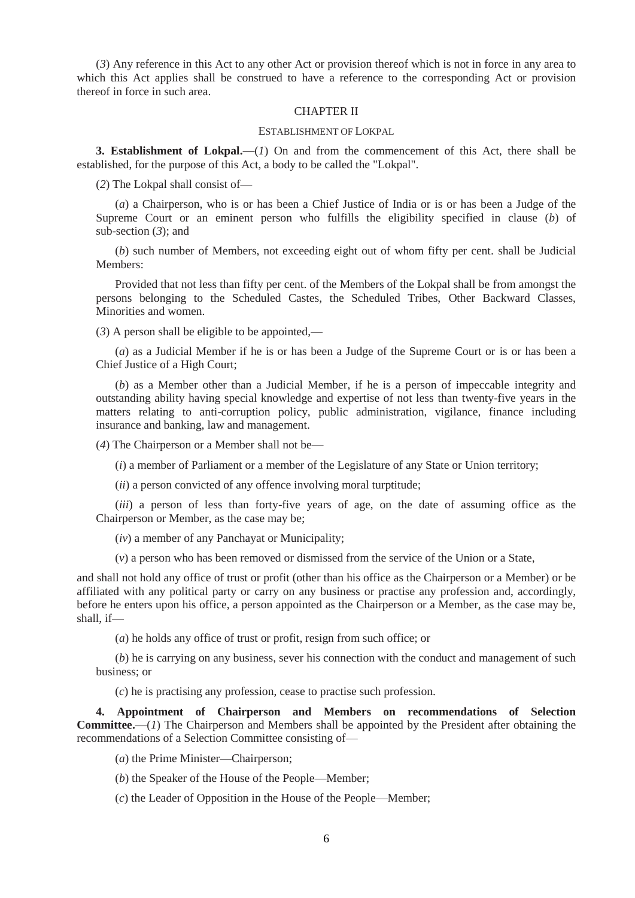(*3*) Any reference in this Act to any other Act or provision thereof which is not in force in any area to which this Act applies shall be construed to have a reference to the corresponding Act or provision thereof in force in such area.

## CHAPTER II

### ESTABLISHMENT OF LOKPAL

**3. Establishment of Lokpal.—**(*1*) On and from the commencement of this Act, there shall be established, for the purpose of this Act, a body to be called the "Lokpal".

(*2*) The Lokpal shall consist of—

(*a*) a Chairperson, who is or has been a Chief Justice of India or is or has been a Judge of the Supreme Court or an eminent person who fulfills the eligibility specified in clause (*b*) of sub-section (*3*); and

(*b*) such number of Members, not exceeding eight out of whom fifty per cent. shall be Judicial Members:

Provided that not less than fifty per cent. of the Members of the Lokpal shall be from amongst the persons belonging to the Scheduled Castes, the Scheduled Tribes, Other Backward Classes, Minorities and women.

(*3*) A person shall be eligible to be appointed,—

(*a*) as a Judicial Member if he is or has been a Judge of the Supreme Court or is or has been a Chief Justice of a High Court;

(*b*) as a Member other than a Judicial Member, if he is a person of impeccable integrity and outstanding ability having special knowledge and expertise of not less than twenty-five years in the matters relating to anti-corruption policy, public administration, vigilance, finance including insurance and banking, law and management.

(*4*) The Chairperson or a Member shall not be—

(*i*) a member of Parliament or a member of the Legislature of any State or Union territory;

(*ii*) a person convicted of any offence involving moral turptitude;

(*iii*) a person of less than forty-five years of age, on the date of assuming office as the Chairperson or Member, as the case may be;

(*iv*) a member of any Panchayat or Municipality;

(*v*) a person who has been removed or dismissed from the service of the Union or a State,

and shall not hold any office of trust or profit (other than his office as the Chairperson or a Member) or be affiliated with any political party or carry on any business or practise any profession and, accordingly, before he enters upon his office, a person appointed as the Chairperson or a Member, as the case may be, shall, if—

(*a*) he holds any office of trust or profit, resign from such office; or

(*b*) he is carrying on any business, sever his connection with the conduct and management of such business; or

(*c*) he is practising any profession, cease to practise such profession.

**4. Appointment of Chairperson and Members on recommendations of Selection Committee.—**(*1*) The Chairperson and Members shall be appointed by the President after obtaining the recommendations of a Selection Committee consisting of—

(*a*) the Prime Minister—Chairperson;

(*b*) the Speaker of the House of the People—Member;

(*c*) the Leader of Opposition in the House of the People—Member;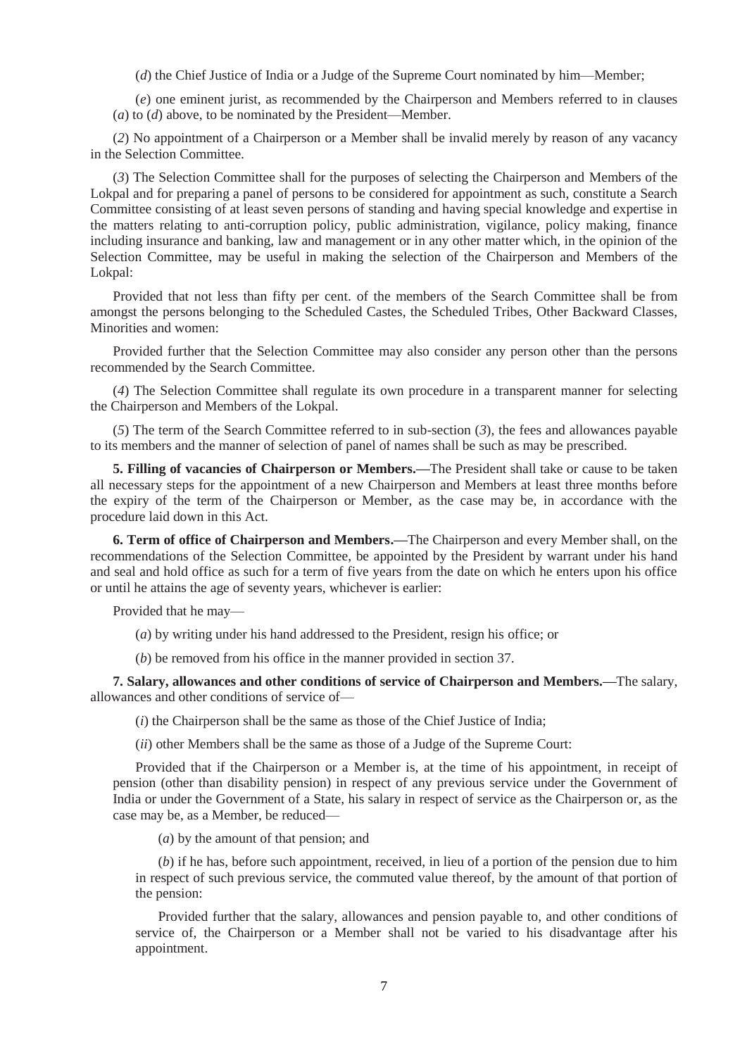(*d*) the Chief Justice of India or a Judge of the Supreme Court nominated by him—Member;

(*e*) one eminent jurist, as recommended by the Chairperson and Members referred to in clauses (*a*) to (*d*) above, to be nominated by the President—Member.

(*2*) No appointment of a Chairperson or a Member shall be invalid merely by reason of any vacancy in the Selection Committee.

(*3*) The Selection Committee shall for the purposes of selecting the Chairperson and Members of the Lokpal and for preparing a panel of persons to be considered for appointment as such, constitute a Search Committee consisting of at least seven persons of standing and having special knowledge and expertise in the matters relating to anti-corruption policy, public administration, vigilance, policy making, finance including insurance and banking, law and management or in any other matter which, in the opinion of the Selection Committee, may be useful in making the selection of the Chairperson and Members of the Lokpal:

Provided that not less than fifty per cent. of the members of the Search Committee shall be from amongst the persons belonging to the Scheduled Castes, the Scheduled Tribes, Other Backward Classes, Minorities and women:

Provided further that the Selection Committee may also consider any person other than the persons recommended by the Search Committee.

(*4*) The Selection Committee shall regulate its own procedure in a transparent manner for selecting the Chairperson and Members of the Lokpal.

(*5*) The term of the Search Committee referred to in sub-section (*3*), the fees and allowances payable to its members and the manner of selection of panel of names shall be such as may be prescribed.

**5. Filling of vacancies of Chairperson or Members.—**The President shall take or cause to be taken all necessary steps for the appointment of a new Chairperson and Members at least three months before the expiry of the term of the Chairperson or Member, as the case may be, in accordance with the procedure laid down in this Act.

**6. Term of office of Chairperson and Members.—**The Chairperson and every Member shall, on the recommendations of the Selection Committee, be appointed by the President by warrant under his hand and seal and hold office as such for a term of five years from the date on which he enters upon his office or until he attains the age of seventy years, whichever is earlier:

Provided that he may—

(*a*) by writing under his hand addressed to the President, resign his office; or

(*b*) be removed from his office in the manner provided in section 37.

**7. Salary, allowances and other conditions of service of Chairperson and Members.—**The salary, allowances and other conditions of service of—

(*i*) the Chairperson shall be the same as those of the Chief Justice of India;

(*ii*) other Members shall be the same as those of a Judge of the Supreme Court:

Provided that if the Chairperson or a Member is, at the time of his appointment, in receipt of pension (other than disability pension) in respect of any previous service under the Government of India or under the Government of a State, his salary in respect of service as the Chairperson or, as the case may be, as a Member, be reduced—

(*a*) by the amount of that pension; and

(*b*) if he has, before such appointment, received, in lieu of a portion of the pension due to him in respect of such previous service, the commuted value thereof, by the amount of that portion of the pension:

Provided further that the salary, allowances and pension payable to, and other conditions of service of, the Chairperson or a Member shall not be varied to his disadvantage after his appointment.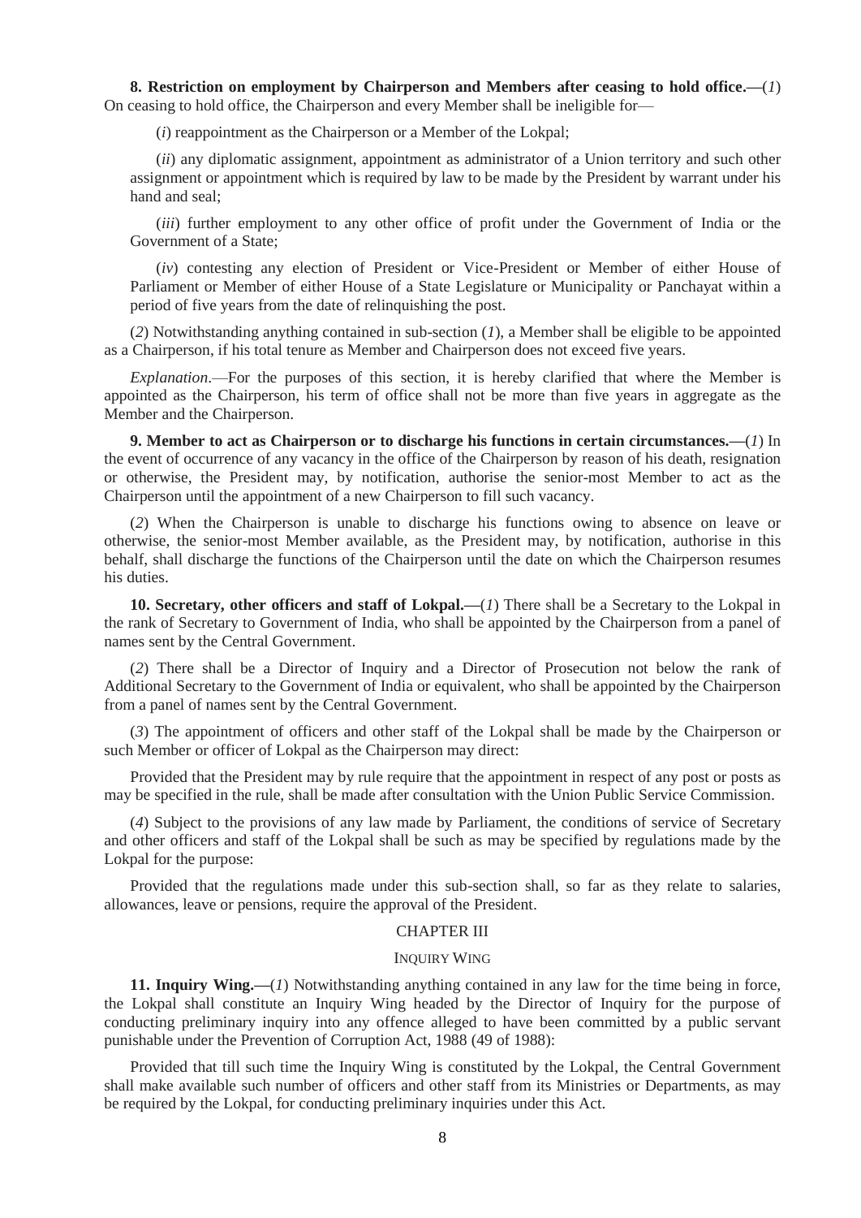**8. Restriction on employment by Chairperson and Members after ceasing to hold office.—**(*1*) On ceasing to hold office, the Chairperson and every Member shall be ineligible for—

(*i*) reappointment as the Chairperson or a Member of the Lokpal;

(*ii*) any diplomatic assignment, appointment as administrator of a Union territory and such other assignment or appointment which is required by law to be made by the President by warrant under his hand and seal;

(*iii*) further employment to any other office of profit under the Government of India or the Government of a State;

(*iv*) contesting any election of President or Vice-President or Member of either House of Parliament or Member of either House of a State Legislature or Municipality or Panchayat within a period of five years from the date of relinquishing the post.

(*2*) Notwithstanding anything contained in sub-section (*1*), a Member shall be eligible to be appointed as a Chairperson, if his total tenure as Member and Chairperson does not exceed five years.

*Explanation*.—For the purposes of this section, it is hereby clarified that where the Member is appointed as the Chairperson, his term of office shall not be more than five years in aggregate as the Member and the Chairperson.

**9. Member to act as Chairperson or to discharge his functions in certain circumstances.—**(*1*) In the event of occurrence of any vacancy in the office of the Chairperson by reason of his death, resignation or otherwise, the President may, by notification, authorise the senior-most Member to act as the Chairperson until the appointment of a new Chairperson to fill such vacancy.

(*2*) When the Chairperson is unable to discharge his functions owing to absence on leave or otherwise, the senior-most Member available, as the President may, by notification, authorise in this behalf, shall discharge the functions of the Chairperson until the date on which the Chairperson resumes his duties.

**10. Secretary, other officers and staff of Lokpal.—**(*1*) There shall be a Secretary to the Lokpal in the rank of Secretary to Government of India, who shall be appointed by the Chairperson from a panel of names sent by the Central Government.

(*2*) There shall be a Director of Inquiry and a Director of Prosecution not below the rank of Additional Secretary to the Government of India or equivalent, who shall be appointed by the Chairperson from a panel of names sent by the Central Government.

(*3*) The appointment of officers and other staff of the Lokpal shall be made by the Chairperson or such Member or officer of Lokpal as the Chairperson may direct:

Provided that the President may by rule require that the appointment in respect of any post or posts as may be specified in the rule, shall be made after consultation with the Union Public Service Commission.

(*4*) Subject to the provisions of any law made by Parliament, the conditions of service of Secretary and other officers and staff of the Lokpal shall be such as may be specified by regulations made by the Lokpal for the purpose:

Provided that the regulations made under this sub-section shall, so far as they relate to salaries, allowances, leave or pensions, require the approval of the President.

## CHAPTER III

### INQUIRY WING

**11. Inquiry Wing.—**(*1*) Notwithstanding anything contained in any law for the time being in force, the Lokpal shall constitute an Inquiry Wing headed by the Director of Inquiry for the purpose of conducting preliminary inquiry into any offence alleged to have been committed by a public servant punishable under the Prevention of Corruption Act, 1988 (49 of 1988):

Provided that till such time the Inquiry Wing is constituted by the Lokpal, the Central Government shall make available such number of officers and other staff from its Ministries or Departments, as may be required by the Lokpal, for conducting preliminary inquiries under this Act.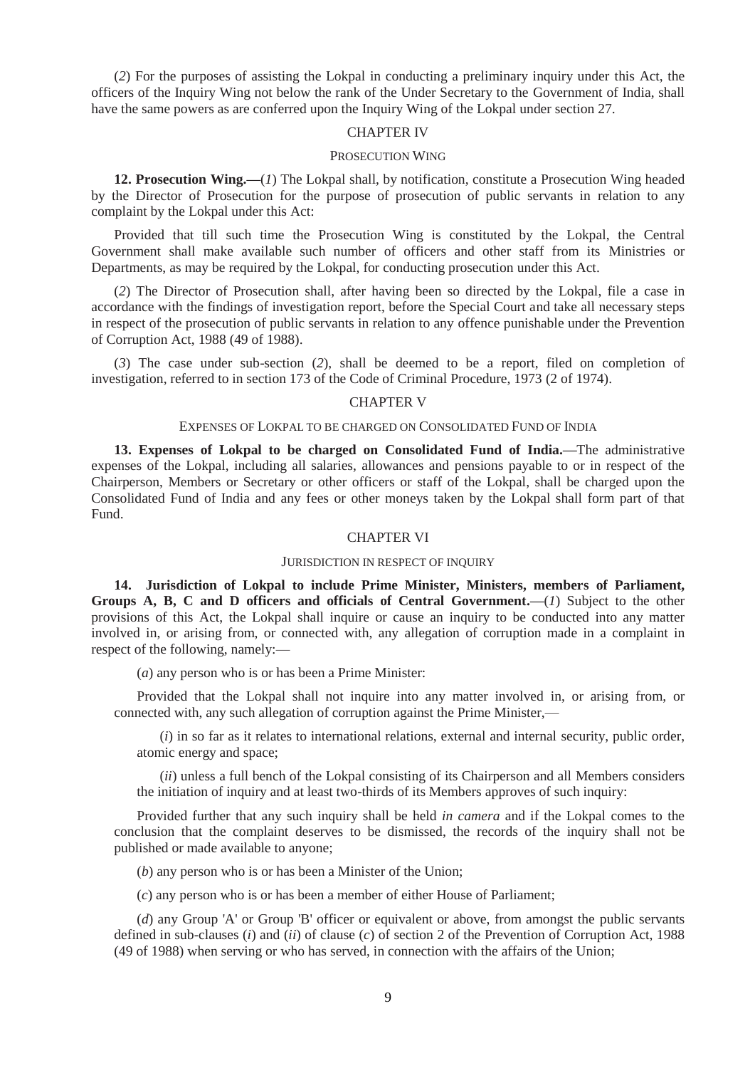(*2*) For the purposes of assisting the Lokpal in conducting a preliminary inquiry under this Act, the officers of the Inquiry Wing not below the rank of the Under Secretary to the Government of India, shall have the same powers as are conferred upon the Inquiry Wing of the Lokpal under section 27.

## CHAPTER IV

### PROSECUTION WING

**12. Prosecution Wing.**—(*1*) The Lokpal shall, by notification, constitute a Prosecution Wing headed by the Director of Prosecution for the purpose of prosecution of public servants in relation to any complaint by the Lokpal under this Act:

Provided that till such time the Prosecution Wing is constituted by the Lokpal, the Central Government shall make available such number of officers and other staff from its Ministries or Departments, as may be required by the Lokpal, for conducting prosecution under this Act.

(*2*) The Director of Prosecution shall, after having been so directed by the Lokpal, file a case in accordance with the findings of investigation report, before the Special Court and take all necessary steps in respect of the prosecution of public servants in relation to any offence punishable under the Prevention of Corruption Act, 1988 (49 of 1988).

(*3*) The case under sub-section (*2*), shall be deemed to be a report, filed on completion of investigation, referred to in section 173 of the Code of Criminal Procedure, 1973 (2 of 1974).

## CHAPTER V

### EXPENSES OF LOKPAL TO BE CHARGED ON CONSOLIDATED FUND OF INDIA

**13. Expenses of Lokpal to be charged on Consolidated Fund of India.—**The administrative expenses of the Lokpal, including all salaries, allowances and pensions payable to or in respect of the Chairperson, Members or Secretary or other officers or staff of the Lokpal, shall be charged upon the Consolidated Fund of India and any fees or other moneys taken by the Lokpal shall form part of that Fund.

## CHAPTER VI

### JURISDICTION IN RESPECT OF INQUIRY

**14. Jurisdiction of Lokpal to include Prime Minister, Ministers, members of Parliament, Groups A, B, C and D officers and officials of Central Government.**—(*1*) Subject to the other provisions of this Act, the Lokpal shall inquire or cause an inquiry to be conducted into any matter involved in, or arising from, or connected with, any allegation of corruption made in a complaint in respect of the following, namely:—

(*a*) any person who is or has been a Prime Minister:

Provided that the Lokpal shall not inquire into any matter involved in, or arising from, or connected with, any such allegation of corruption against the Prime Minister,—

(*i*) in so far as it relates to international relations, external and internal security, public order, atomic energy and space;

(*ii*) unless a full bench of the Lokpal consisting of its Chairperson and all Members considers the initiation of inquiry and at least two-thirds of its Members approves of such inquiry:

Provided further that any such inquiry shall be held *in camera* and if the Lokpal comes to the conclusion that the complaint deserves to be dismissed, the records of the inquiry shall not be published or made available to anyone;

(*b*) any person who is or has been a Minister of the Union;

(*c*) any person who is or has been a member of either House of Parliament;

(*d*) any Group 'A' or Group 'B' officer or equivalent or above, from amongst the public servants defined in sub-clauses (*i*) and (*ii*) of clause (*c*) of section 2 of the Prevention of Corruption Act, 1988 (49 of 1988) when serving or who has served, in connection with the affairs of the Union;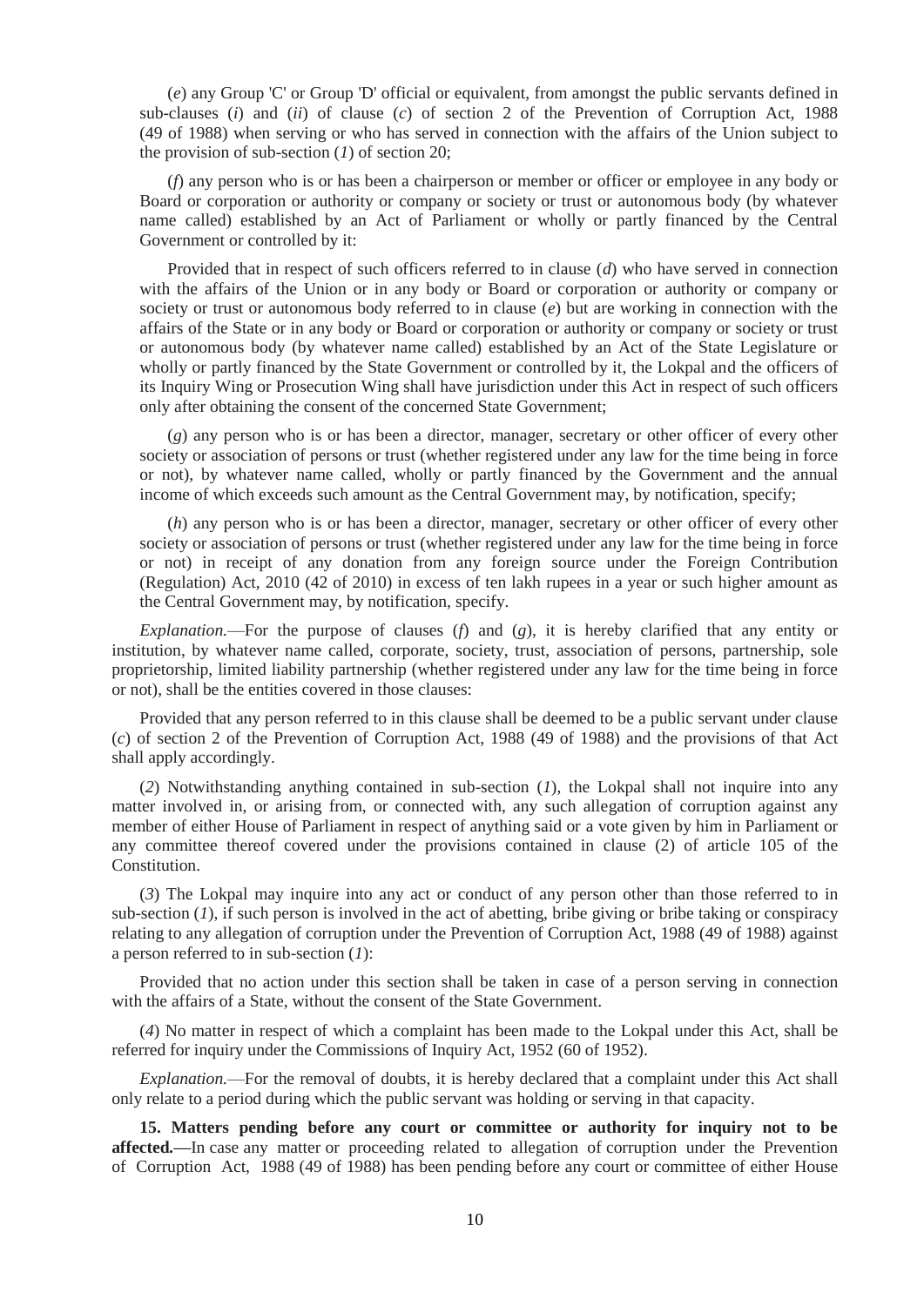(*e*) any Group 'C' or Group 'D' official or equivalent, from amongst the public servants defined in sub-clauses (*i*) and (*ii*) of clause (*c*) of section 2 of the Prevention of Corruption Act, 1988 (49 of 1988) when serving or who has served in connection with the affairs of the Union subject to the provision of sub-section (*1*) of section 20;

(*f*) any person who is or has been a chairperson or member or officer or employee in any body or Board or corporation or authority or company or society or trust or autonomous body (by whatever name called) established by an Act of Parliament or wholly or partly financed by the Central Government or controlled by it:

Provided that in respect of such officers referred to in clause (*d*) who have served in connection with the affairs of the Union or in any body or Board or corporation or authority or company or society or trust or autonomous body referred to in clause (*e*) but are working in connection with the affairs of the State or in any body or Board or corporation or authority or company or society or trust or autonomous body (by whatever name called) established by an Act of the State Legislature or wholly or partly financed by the State Government or controlled by it, the Lokpal and the officers of its Inquiry Wing or Prosecution Wing shall have jurisdiction under this Act in respect of such officers only after obtaining the consent of the concerned State Government;

(*g*) any person who is or has been a director, manager, secretary or other officer of every other society or association of persons or trust (whether registered under any law for the time being in force or not), by whatever name called, wholly or partly financed by the Government and the annual income of which exceeds such amount as the Central Government may, by notification, specify;

(*h*) any person who is or has been a director, manager, secretary or other officer of every other society or association of persons or trust (whether registered under any law for the time being in force or not) in receipt of any donation from any foreign source under the Foreign Contribution (Regulation) Act, 2010 (42 of 2010) in excess of ten lakh rupees in a year or such higher amount as the Central Government may, by notification, specify.

*Explanation.*—For the purpose of clauses (*f*) and (*g*), it is hereby clarified that any entity or institution, by whatever name called, corporate, society, trust, association of persons, partnership, sole proprietorship, limited liability partnership (whether registered under any law for the time being in force or not), shall be the entities covered in those clauses:

Provided that any person referred to in this clause shall be deemed to be a public servant under clause (*c*) of section 2 of the Prevention of Corruption Act, 1988 (49 of 1988) and the provisions of that Act shall apply accordingly.

(*2*) Notwithstanding anything contained in sub-section (*1*), the Lokpal shall not inquire into any matter involved in, or arising from, or connected with, any such allegation of corruption against any member of either House of Parliament in respect of anything said or a vote given by him in Parliament or any committee thereof covered under the provisions contained in clause (2) of article 105 of the Constitution.

(*3*) The Lokpal may inquire into any act or conduct of any person other than those referred to in sub-section (*1*), if such person is involved in the act of abetting, bribe giving or bribe taking or conspiracy relating to any allegation of corruption under the Prevention of Corruption Act, 1988 (49 of 1988) against a person referred to in sub-section (*1*):

Provided that no action under this section shall be taken in case of a person serving in connection with the affairs of a State, without the consent of the State Government.

(*4*) No matter in respect of which a complaint has been made to the Lokpal under this Act, shall be referred for inquiry under the Commissions of Inquiry Act, 1952 (60 of 1952).

*Explanation.*—For the removal of doubts, it is hereby declared that a complaint under this Act shall only relate to a period during which the public servant was holding or serving in that capacity.

**15. Matters pending before any court or committee or authority for inquiry not to be affected.—**In case any matter or proceeding related to allegation of corruption under the Prevention of Corruption Act, 1988 (49 of 1988) has been pending before any court or committee of either House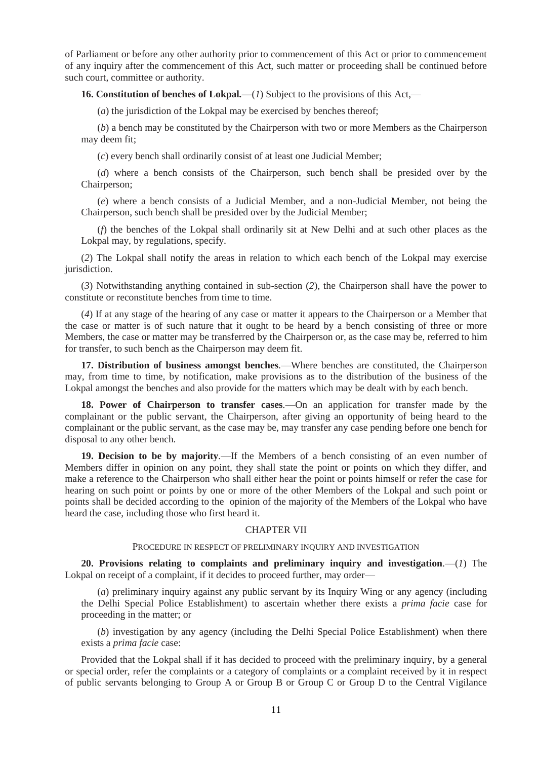of Parliament or before any other authority prior to commencement of this Act or prior to commencement of any inquiry after the commencement of this Act, such matter or proceeding shall be continued before such court, committee or authority.

**16. Constitution of benches of Lokpal.—**(*1*) Subject to the provisions of this Act,—

(*a*) the jurisdiction of the Lokpal may be exercised by benches thereof;

(*b*) a bench may be constituted by the Chairperson with two or more Members as the Chairperson may deem fit;

(*c*) every bench shall ordinarily consist of at least one Judicial Member;

(*d*) where a bench consists of the Chairperson, such bench shall be presided over by the Chairperson;

(*e*) where a bench consists of a Judicial Member, and a non-Judicial Member, not being the Chairperson, such bench shall be presided over by the Judicial Member;

(*f*) the benches of the Lokpal shall ordinarily sit at New Delhi and at such other places as the Lokpal may, by regulations, specify.

(*2*) The Lokpal shall notify the areas in relation to which each bench of the Lokpal may exercise jurisdiction.

(*3*) Notwithstanding anything contained in sub-section (*2*), the Chairperson shall have the power to constitute or reconstitute benches from time to time.

(*4*) If at any stage of the hearing of any case or matter it appears to the Chairperson or a Member that the case or matter is of such nature that it ought to be heard by a bench consisting of three or more Members, the case or matter may be transferred by the Chairperson or, as the case may be, referred to him for transfer, to such bench as the Chairperson may deem fit.

**17. Distribution of business amongst benches**.—Where benches are constituted, the Chairperson may, from time to time, by notification, make provisions as to the distribution of the business of the Lokpal amongst the benches and also provide for the matters which may be dealt with by each bench.

**18. Power of Chairperson to transfer cases**.—On an application for transfer made by the complainant or the public servant, the Chairperson, after giving an opportunity of being heard to the complainant or the public servant, as the case may be, may transfer any case pending before one bench for disposal to any other bench.

**19. Decision to be by majority**.—If the Members of a bench consisting of an even number of Members differ in opinion on any point, they shall state the point or points on which they differ, and make a reference to the Chairperson who shall either hear the point or points himself or refer the case for hearing on such point or points by one or more of the other Members of the Lokpal and such point or points shall be decided according to the opinion of the majority of the Members of the Lokpal who have heard the case, including those who first heard it.

## CHAPTER VII

### PROCEDURE IN RESPECT OF PRELIMINARY INQUIRY AND INVESTIGATION

**20. Provisions relating to complaints and preliminary inquiry and investigation**.—(*1*) The Lokpal on receipt of a complaint, if it decides to proceed further, may order—

(*a*) preliminary inquiry against any public servant by its Inquiry Wing or any agency (including the Delhi Special Police Establishment) to ascertain whether there exists a *prima facie* case for proceeding in the matter; or

(*b*) investigation by any agency (including the Delhi Special Police Establishment) when there exists a *prima facie* case:

Provided that the Lokpal shall if it has decided to proceed with the preliminary inquiry, by a general or special order, refer the complaints or a category of complaints or a complaint received by it in respect of public servants belonging to Group A or Group B or Group C or Group D to the Central Vigilance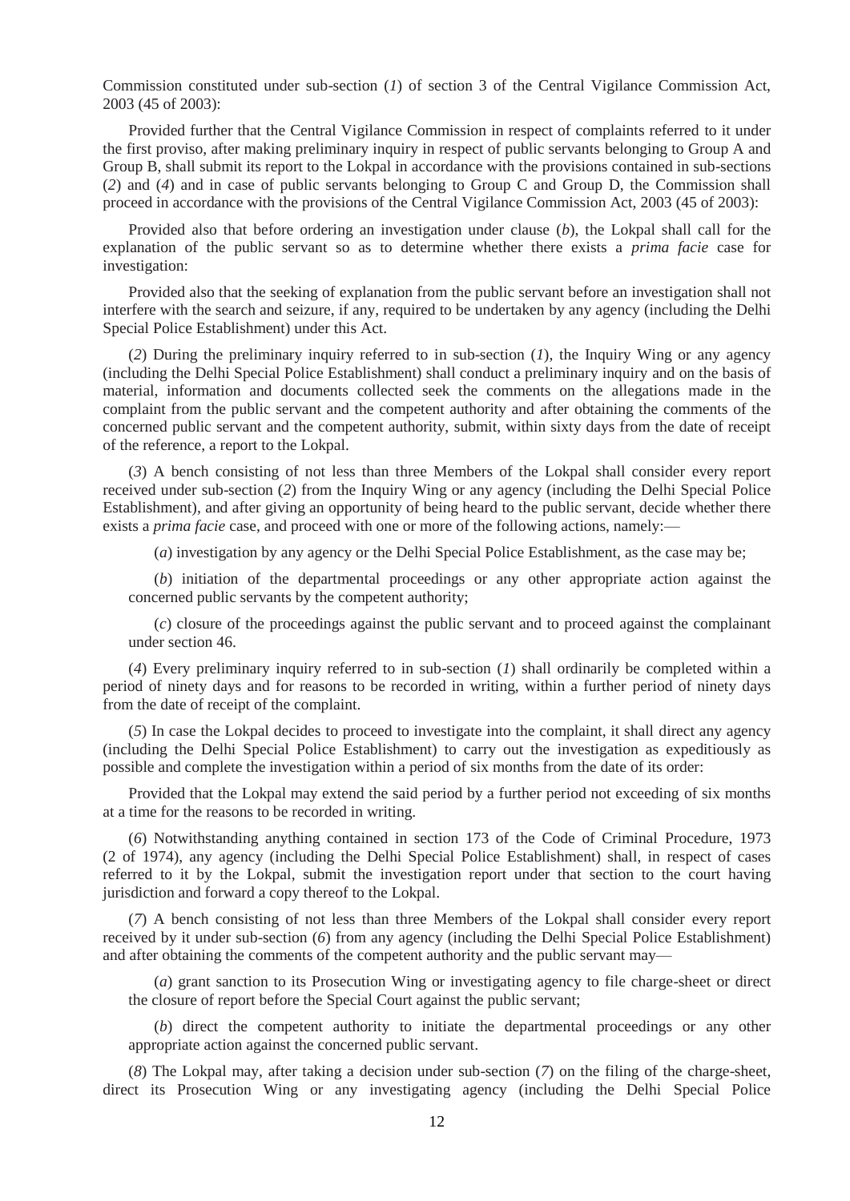Commission constituted under sub-section (*1*) of section 3 of the Central Vigilance Commission Act, 2003 (45 of 2003):

Provided further that the Central Vigilance Commission in respect of complaints referred to it under the first proviso, after making preliminary inquiry in respect of public servants belonging to Group A and Group B, shall submit its report to the Lokpal in accordance with the provisions contained in sub-sections (*2*) and (*4*) and in case of public servants belonging to Group C and Group D, the Commission shall proceed in accordance with the provisions of the Central Vigilance Commission Act, 2003 (45 of 2003):

Provided also that before ordering an investigation under clause (*b*), the Lokpal shall call for the explanation of the public servant so as to determine whether there exists a *prima facie* case for investigation:

Provided also that the seeking of explanation from the public servant before an investigation shall not interfere with the search and seizure, if any, required to be undertaken by any agency (including the Delhi Special Police Establishment) under this Act.

(*2*) During the preliminary inquiry referred to in sub-section (*1*), the Inquiry Wing or any agency (including the Delhi Special Police Establishment) shall conduct a preliminary inquiry and on the basis of material, information and documents collected seek the comments on the allegations made in the complaint from the public servant and the competent authority and after obtaining the comments of the concerned public servant and the competent authority, submit, within sixty days from the date of receipt of the reference, a report to the Lokpal.

(*3*) A bench consisting of not less than three Members of the Lokpal shall consider every report received under sub-section (*2*) from the Inquiry Wing or any agency (including the Delhi Special Police Establishment), and after giving an opportunity of being heard to the public servant, decide whether there exists a *prima facie* case, and proceed with one or more of the following actions, namely:—

(*a*) investigation by any agency or the Delhi Special Police Establishment, as the case may be;

(*b*) initiation of the departmental proceedings or any other appropriate action against the concerned public servants by the competent authority;

(*c*) closure of the proceedings against the public servant and to proceed against the complainant under section 46.

(*4*) Every preliminary inquiry referred to in sub-section (*1*) shall ordinarily be completed within a period of ninety days and for reasons to be recorded in writing, within a further period of ninety days from the date of receipt of the complaint.

(*5*) In case the Lokpal decides to proceed to investigate into the complaint, it shall direct any agency (including the Delhi Special Police Establishment) to carry out the investigation as expeditiously as possible and complete the investigation within a period of six months from the date of its order:

Provided that the Lokpal may extend the said period by a further period not exceeding of six months at a time for the reasons to be recorded in writing.

(*6*) Notwithstanding anything contained in section 173 of the Code of Criminal Procedure, 1973 (2 of 1974), any agency (including the Delhi Special Police Establishment) shall, in respect of cases referred to it by the Lokpal, submit the investigation report under that section to the court having jurisdiction and forward a copy thereof to the Lokpal.

(*7*) A bench consisting of not less than three Members of the Lokpal shall consider every report received by it under sub-section (*6*) from any agency (including the Delhi Special Police Establishment) and after obtaining the comments of the competent authority and the public servant may—

(*a*) grant sanction to its Prosecution Wing or investigating agency to file charge-sheet or direct the closure of report before the Special Court against the public servant;

(*b*) direct the competent authority to initiate the departmental proceedings or any other appropriate action against the concerned public servant.

(*8*) The Lokpal may, after taking a decision under sub-section (*7*) on the filing of the charge-sheet, direct its Prosecution Wing or any investigating agency (including the Delhi Special Police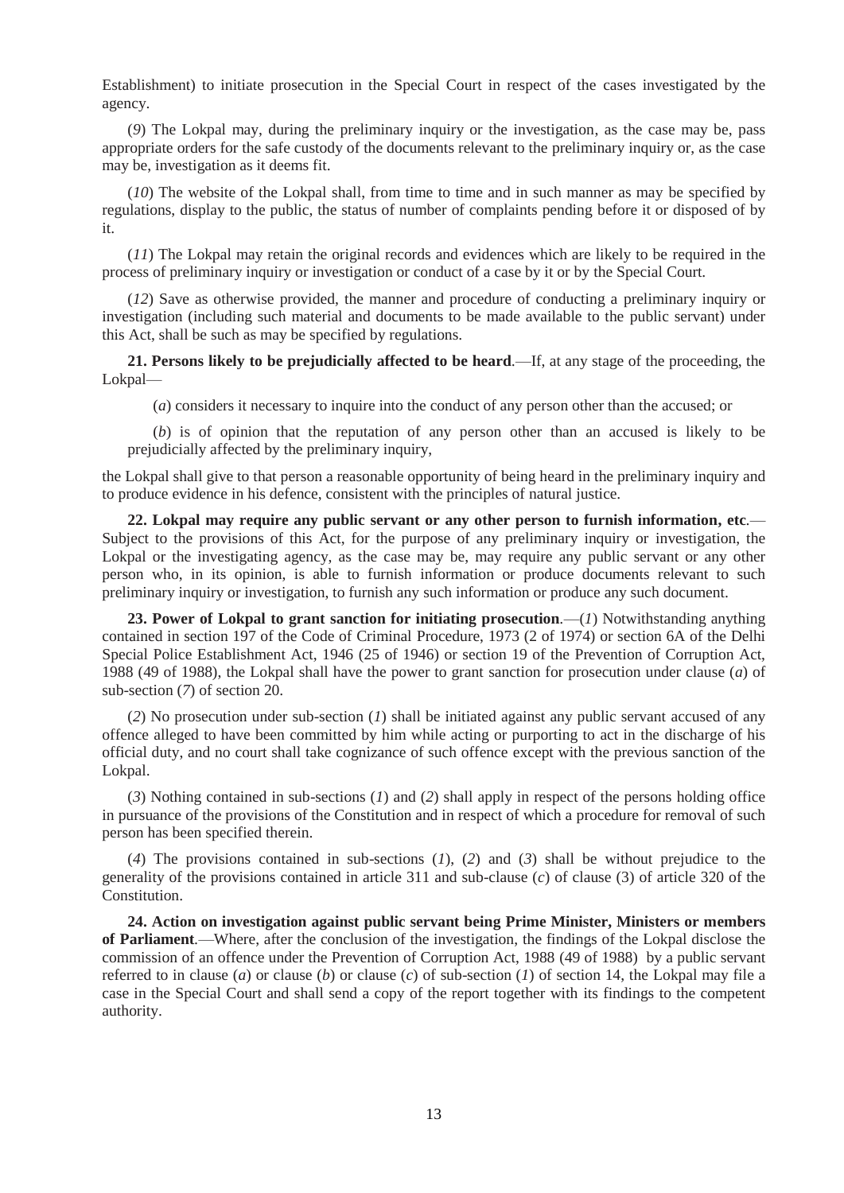Establishment) to initiate prosecution in the Special Court in respect of the cases investigated by the agency.

(*9*) The Lokpal may, during the preliminary inquiry or the investigation, as the case may be, pass appropriate orders for the safe custody of the documents relevant to the preliminary inquiry or, as the case may be, investigation as it deems fit.

(*10*) The website of the Lokpal shall, from time to time and in such manner as may be specified by regulations, display to the public, the status of number of complaints pending before it or disposed of by it.

(*11*) The Lokpal may retain the original records and evidences which are likely to be required in the process of preliminary inquiry or investigation or conduct of a case by it or by the Special Court.

(*12*) Save as otherwise provided, the manner and procedure of conducting a preliminary inquiry or investigation (including such material and documents to be made available to the public servant) under this Act, shall be such as may be specified by regulations.

**21. Persons likely to be prejudicially affected to be heard**.—If, at any stage of the proceeding, the Lokpal—

(*a*) considers it necessary to inquire into the conduct of any person other than the accused; or

(*b*) is of opinion that the reputation of any person other than an accused is likely to be prejudicially affected by the preliminary inquiry,

the Lokpal shall give to that person a reasonable opportunity of being heard in the preliminary inquiry and to produce evidence in his defence, consistent with the principles of natural justice.

**22. Lokpal may require any public servant or any other person to furnish information, etc**.—Subject to the provisions of this Act, for the purpose of any preliminary inquiry or investigation, the Lokpal or the investigating agency, as the case may be, may require any public servant or any other person who, in its opinion, is able to furnish information or produce documents relevant to such preliminary inquiry or investigation, to furnish any such information or produce any such document.

**23. Power of Lokpal to grant sanction for initiating prosecution**.—(*1*) Notwithstanding anything contained in section 197 of the Code of Criminal Procedure, 1973 (2 of 1974) or section 6A of the Delhi Special Police Establishment Act, 1946 (25 of 1946) or section 19 of the Prevention of Corruption Act, 1988 (49 of 1988), the Lokpal shall have the power to grant sanction for prosecution under clause (*a*) of sub-section (*7*) of section 20.

(*2*) No prosecution under sub-section (*1*) shall be initiated against any public servant accused of any offence alleged to have been committed by him while acting or purporting to act in the discharge of his official duty, and no court shall take cognizance of such offence except with the previous sanction of the Lokpal.

(*3*) Nothing contained in sub-sections (*1*) and (*2*) shall apply in respect of the persons holding office in pursuance of the provisions of the Constitution and in respect of which a procedure for removal of such person has been specified therein.

(*4*) The provisions contained in sub-sections (*1*), (*2*) and (*3*) shall be without prejudice to the generality of the provisions contained in article 311 and sub-clause (*c*) of clause (3) of article 320 of the Constitution.

**24. Action on investigation against public servant being Prime Minister, Ministers or members of Parliament**.—Where, after the conclusion of the investigation, the findings of the Lokpal disclose the commission of an offence under the Prevention of Corruption Act, 1988 (49 of 1988) by a public servant referred to in clause (*a*) or clause (*b*) or clause (*c*) of sub-section (*1*) of section 14, the Lokpal may file a case in the Special Court and shall send a copy of the report together with its findings to the competent authority.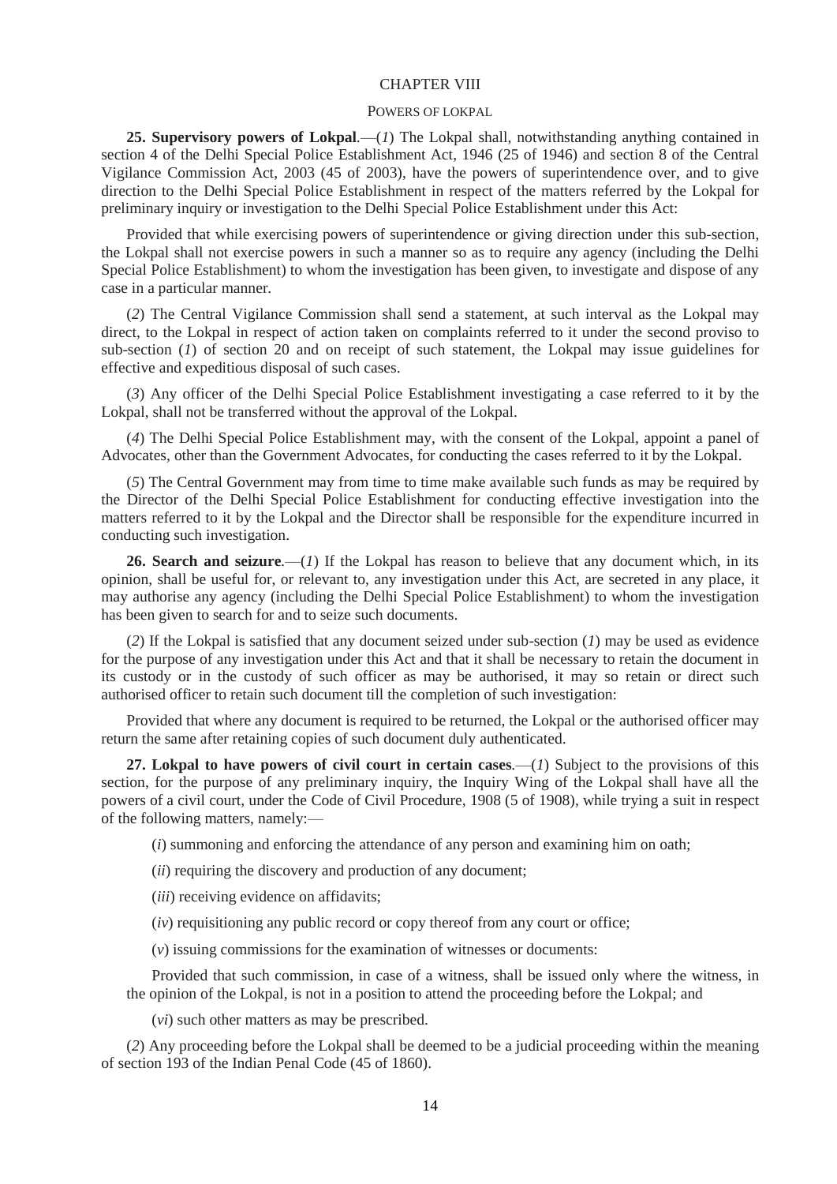## CHAPTER VIII

### POWERS OF LOKPAL

**25. Supervisory powers of Lokpal**.—(*1*) The Lokpal shall, notwithstanding anything contained in section 4 of the Delhi Special Police Establishment Act, 1946 (25 of 1946) and section 8 of the Central Vigilance Commission Act, 2003 (45 of 2003), have the powers of superintendence over, and to give direction to the Delhi Special Police Establishment in respect of the matters referred by the Lokpal for preliminary inquiry or investigation to the Delhi Special Police Establishment under this Act:

Provided that while exercising powers of superintendence or giving direction under this sub-section, the Lokpal shall not exercise powers in such a manner so as to require any agency (including the Delhi Special Police Establishment) to whom the investigation has been given, to investigate and dispose of any case in a particular manner.

(*2*) The Central Vigilance Commission shall send a statement, at such interval as the Lokpal may direct, to the Lokpal in respect of action taken on complaints referred to it under the second proviso to sub-section (*1*) of section 20 and on receipt of such statement, the Lokpal may issue guidelines for effective and expeditious disposal of such cases.

(*3*) Any officer of the Delhi Special Police Establishment investigating a case referred to it by the Lokpal, shall not be transferred without the approval of the Lokpal.

(*4*) The Delhi Special Police Establishment may, with the consent of the Lokpal, appoint a panel of Advocates, other than the Government Advocates, for conducting the cases referred to it by the Lokpal.

(*5*) The Central Government may from time to time make available such funds as may be required by the Director of the Delhi Special Police Establishment for conducting effective investigation into the matters referred to it by the Lokpal and the Director shall be responsible for the expenditure incurred in conducting such investigation.

**26. Search and seizure**.—(*1*) If the Lokpal has reason to believe that any document which, in its opinion, shall be useful for, or relevant to, any investigation under this Act, are secreted in any place, it may authorise any agency (including the Delhi Special Police Establishment) to whom the investigation has been given to search for and to seize such documents.

(*2*) If the Lokpal is satisfied that any document seized under sub-section (*1*) may be used as evidence for the purpose of any investigation under this Act and that it shall be necessary to retain the document in its custody or in the custody of such officer as may be authorised, it may so retain or direct such authorised officer to retain such document till the completion of such investigation:

Provided that where any document is required to be returned, the Lokpal or the authorised officer may return the same after retaining copies of such document duly authenticated.

**27. Lokpal to have powers of civil court in certain cases**.—(*1*) Subject to the provisions of this section, for the purpose of any preliminary inquiry, the Inquiry Wing of the Lokpal shall have all the powers of a civil court, under the Code of Civil Procedure, 1908 (5 of 1908), while trying a suit in respect of the following matters, namely:—

(*i*) summoning and enforcing the attendance of any person and examining him on oath;

(*ii*) requiring the discovery and production of any document;

(*iii*) receiving evidence on affidavits;

(*iv*) requisitioning any public record or copy thereof from any court or office;

(*v*) issuing commissions for the examination of witnesses or documents:

Provided that such commission, in case of a witness, shall be issued only where the witness, in the opinion of the Lokpal, is not in a position to attend the proceeding before the Lokpal; and

(*vi*) such other matters as may be prescribed.

(*2*) Any proceeding before the Lokpal shall be deemed to be a judicial proceeding within the meaning of section 193 of the Indian Penal Code (45 of 1860).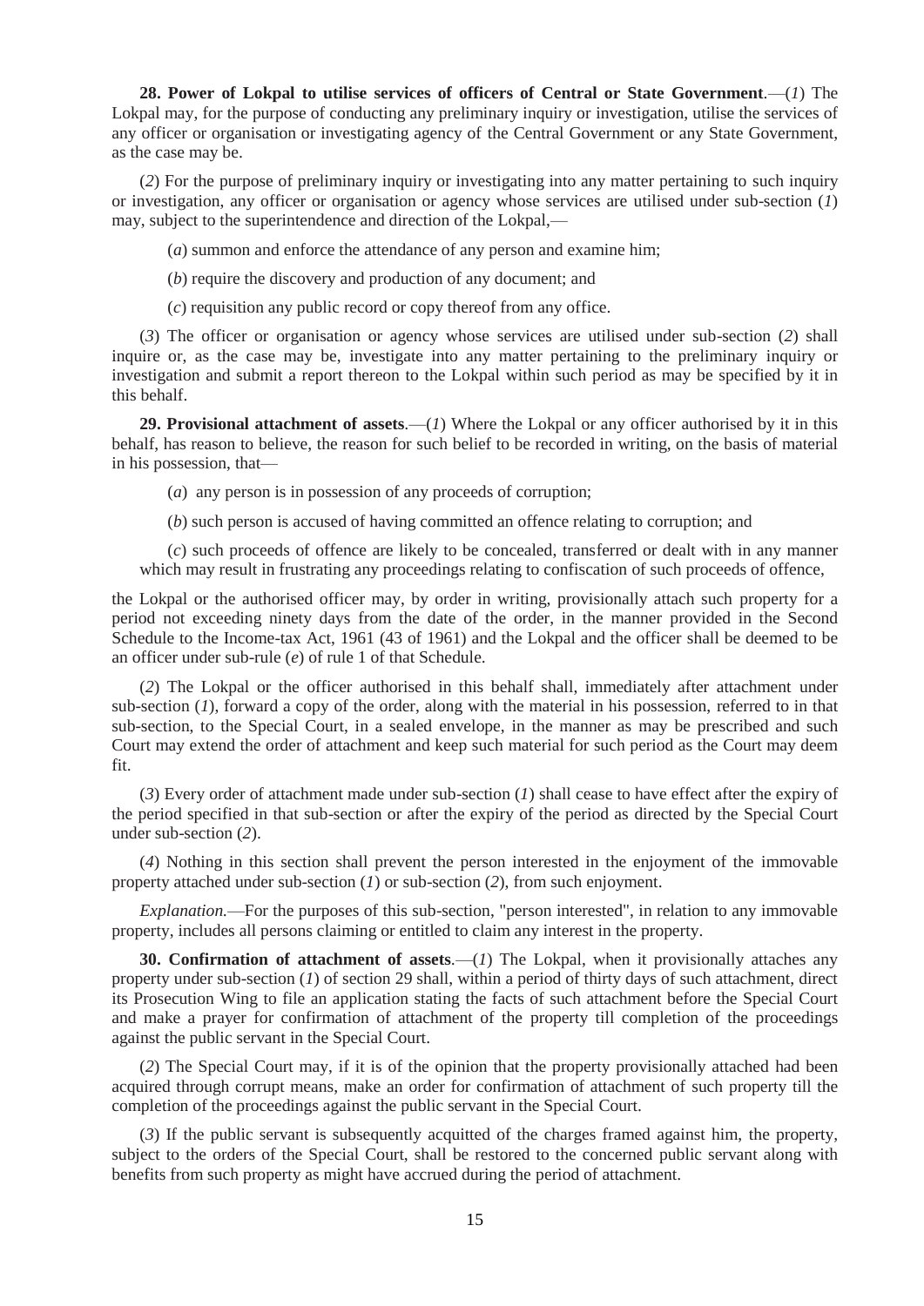**28. Power of Lokpal to utilise services of officers of Central or State Government**.—(*1*) The Lokpal may, for the purpose of conducting any preliminary inquiry or investigation, utilise the services of any officer or organisation or investigating agency of the Central Government or any State Government, as the case may be.

(*2*) For the purpose of preliminary inquiry or investigating into any matter pertaining to such inquiry or investigation, any officer or organisation or agency whose services are utilised under sub-section (*1*) may, subject to the superintendence and direction of the Lokpal,—

(*a*) summon and enforce the attendance of any person and examine him;

(*b*) require the discovery and production of any document; and

(*c*) requisition any public record or copy thereof from any office.

(*3*) The officer or organisation or agency whose services are utilised under sub-section (*2*) shall inquire or, as the case may be, investigate into any matter pertaining to the preliminary inquiry or investigation and submit a report thereon to the Lokpal within such period as may be specified by it in this behalf.

**29. Provisional attachment of assets**.—(*1*) Where the Lokpal or any officer authorised by it in this behalf, has reason to believe, the reason for such belief to be recorded in writing, on the basis of material in his possession, that—

(*a*) any person is in possession of any proceeds of corruption;

(*b*) such person is accused of having committed an offence relating to corruption; and

(*c*) such proceeds of offence are likely to be concealed, transferred or dealt with in any manner which may result in frustrating any proceedings relating to confiscation of such proceeds of offence,

the Lokpal or the authorised officer may, by order in writing, provisionally attach such property for a period not exceeding ninety days from the date of the order, in the manner provided in the Second Schedule to the Income-tax Act, 1961 (43 of 1961) and the Lokpal and the officer shall be deemed to be an officer under sub-rule (*e*) of rule 1 of that Schedule.

(*2*) The Lokpal or the officer authorised in this behalf shall, immediately after attachment under sub-section (*1*), forward a copy of the order, along with the material in his possession, referred to in that sub-section, to the Special Court, in a sealed envelope, in the manner as may be prescribed and such Court may extend the order of attachment and keep such material for such period as the Court may deem fit.

(*3*) Every order of attachment made under sub-section (*1*) shall cease to have effect after the expiry of the period specified in that sub-section or after the expiry of the period as directed by the Special Court under sub-section (*2*).

(*4*) Nothing in this section shall prevent the person interested in the enjoyment of the immovable property attached under sub-section (*1*) or sub-section (*2*), from such enjoyment.

*Explanation.*—For the purposes of this sub-section, "person interested", in relation to any immovable property, includes all persons claiming or entitled to claim any interest in the property.

**30. Confirmation of attachment of assets**.—(*1*) The Lokpal, when it provisionally attaches any property under sub-section (*1*) of section 29 shall, within a period of thirty days of such attachment, direct its Prosecution Wing to file an application stating the facts of such attachment before the Special Court and make a prayer for confirmation of attachment of the property till completion of the proceedings against the public servant in the Special Court.

(*2*) The Special Court may, if it is of the opinion that the property provisionally attached had been acquired through corrupt means, make an order for confirmation of attachment of such property till the completion of the proceedings against the public servant in the Special Court.

(*3*) If the public servant is subsequently acquitted of the charges framed against him, the property, subject to the orders of the Special Court, shall be restored to the concerned public servant along with benefits from such property as might have accrued during the period of attachment.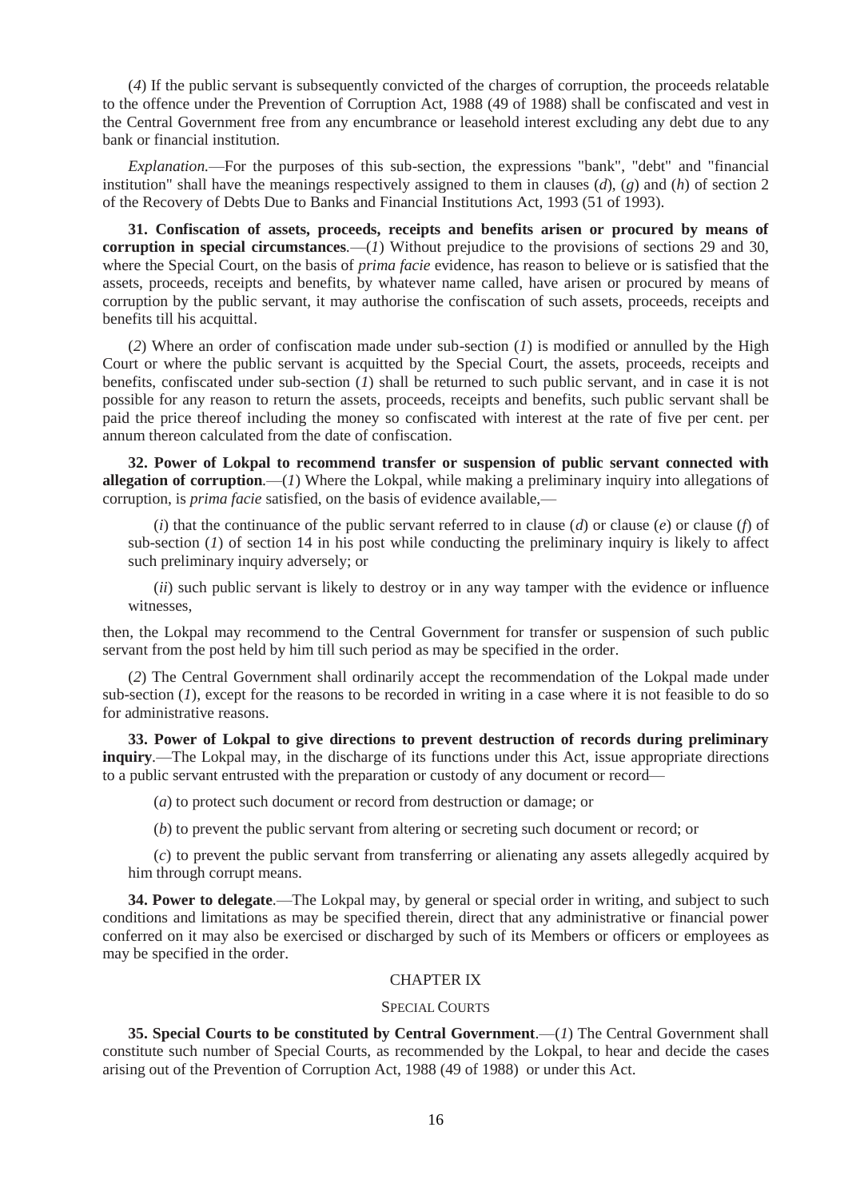(*4*) If the public servant is subsequently convicted of the charges of corruption, the proceeds relatable to the offence under the Prevention of Corruption Act, 1988 (49 of 1988) shall be confiscated and vest in the Central Government free from any encumbrance or leasehold interest excluding any debt due to any bank or financial institution.

*Explanation.*—For the purposes of this sub-section, the expressions "bank", "debt" and "financial institution" shall have the meanings respectively assigned to them in clauses (*d*), (*g*) and (*h*) of section 2 of the Recovery of Debts Due to Banks and Financial Institutions Act, 1993 (51 of 1993).

**31. Confiscation of assets, proceeds, receipts and benefits arisen or procured by means of corruption in special circumstances**.—(*1*) Without prejudice to the provisions of sections 29 and 30, where the Special Court, on the basis of *prima facie* evidence, has reason to believe or is satisfied that the assets, proceeds, receipts and benefits, by whatever name called, have arisen or procured by means of corruption by the public servant, it may authorise the confiscation of such assets, proceeds, receipts and benefits till his acquittal.

(*2*) Where an order of confiscation made under sub-section (*1*) is modified or annulled by the High Court or where the public servant is acquitted by the Special Court, the assets, proceeds, receipts and benefits, confiscated under sub-section (*1*) shall be returned to such public servant, and in case it is not possible for any reason to return the assets, proceeds, receipts and benefits, such public servant shall be paid the price thereof including the money so confiscated with interest at the rate of five per cent. per annum thereon calculated from the date of confiscation.

**32. Power of Lokpal to recommend transfer or suspension of public servant connected with allegation of corruption**.—(*1*) Where the Lokpal, while making a preliminary inquiry into allegations of corruption, is *prima facie* satisfied, on the basis of evidence available,—

(*i*) that the continuance of the public servant referred to in clause (*d*) or clause (*e*) or clause (*f*) of sub-section (*1*) of section 14 in his post while conducting the preliminary inquiry is likely to affect such preliminary inquiry adversely; or

(*ii*) such public servant is likely to destroy or in any way tamper with the evidence or influence witnesses,

then, the Lokpal may recommend to the Central Government for transfer or suspension of such public servant from the post held by him till such period as may be specified in the order.

(*2*) The Central Government shall ordinarily accept the recommendation of the Lokpal made under sub-section (*1*), except for the reasons to be recorded in writing in a case where it is not feasible to do so for administrative reasons.

**33. Power of Lokpal to give directions to prevent destruction of records during preliminary inquiry**.—The Lokpal may, in the discharge of its functions under this Act, issue appropriate directions to a public servant entrusted with the preparation or custody of any document or record—

(*a*) to protect such document or record from destruction or damage; or

(*b*) to prevent the public servant from altering or secreting such document or record; or

(*c*) to prevent the public servant from transferring or alienating any assets allegedly acquired by him through corrupt means.

**34. Power to delegate**.—The Lokpal may, by general or special order in writing, and subject to such conditions and limitations as may be specified therein, direct that any administrative or financial power conferred on it may also be exercised or discharged by such of its Members or officers or employees as may be specified in the order.

## CHAPTER IX

### SPECIAL COURTS

**35. Special Courts to be constituted by Central Government**.—(*1*) The Central Government shall constitute such number of Special Courts, as recommended by the Lokpal, to hear and decide the cases arising out of the Prevention of Corruption Act, 1988 (49 of 1988) or under this Act.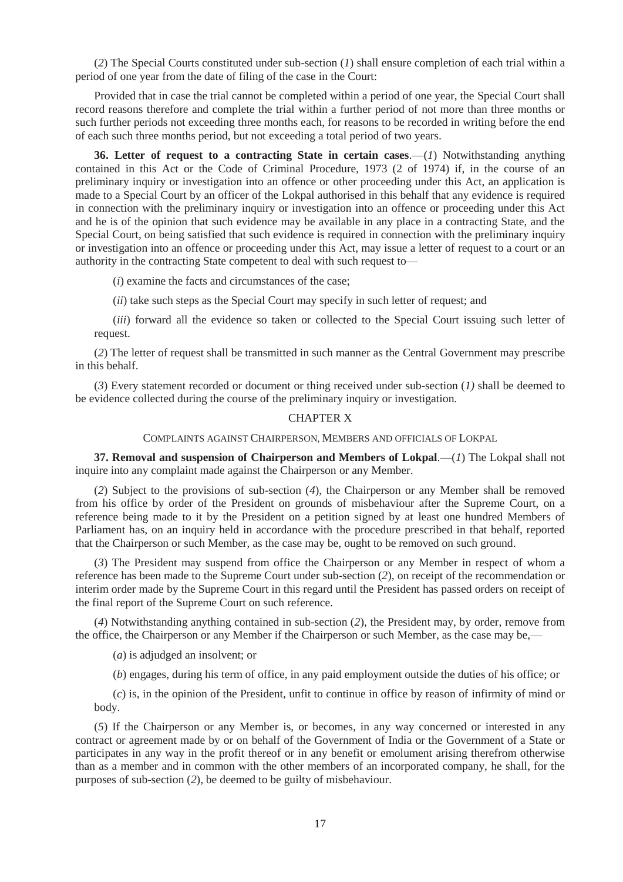(*2*) The Special Courts constituted under sub-section (*1*) shall ensure completion of each trial within a period of one year from the date of filing of the case in the Court:

Provided that in case the trial cannot be completed within a period of one year, the Special Court shall record reasons therefore and complete the trial within a further period of not more than three months or such further periods not exceeding three months each, for reasons to be recorded in writing before the end of each such three months period, but not exceeding a total period of two years.

**36. Letter of request to a contracting State in certain cases**.—(*1*) Notwithstanding anything contained in this Act or the Code of Criminal Procedure, 1973 (2 of 1974) if, in the course of an preliminary inquiry or investigation into an offence or other proceeding under this Act, an application is made to a Special Court by an officer of the Lokpal authorised in this behalf that any evidence is required in connection with the preliminary inquiry or investigation into an offence or proceeding under this Act and he is of the opinion that such evidence may be available in any place in a contracting State, and the Special Court, on being satisfied that such evidence is required in connection with the preliminary inquiry or investigation into an offence or proceeding under this Act, may issue a letter of request to a court or an authority in the contracting State competent to deal with such request to—

(*i*) examine the facts and circumstances of the case;

(*ii*) take such steps as the Special Court may specify in such letter of request; and

(*iii*) forward all the evidence so taken or collected to the Special Court issuing such letter of request.

(*2*) The letter of request shall be transmitted in such manner as the Central Government may prescribe in this behalf.

(*3*) Every statement recorded or document or thing received under sub-section (*1)* shall be deemed to be evidence collected during the course of the preliminary inquiry or investigation.

## CHAPTER X

### COMPLAINTS AGAINST CHAIRPERSON, MEMBERS AND OFFICIALS OF LOKPAL

**37. Removal and suspension of Chairperson and Members of Lokpal**.—(*1*) The Lokpal shall not inquire into any complaint made against the Chairperson or any Member.

(*2*) Subject to the provisions of sub-section (*4*), the Chairperson or any Member shall be removed from his office by order of the President on grounds of misbehaviour after the Supreme Court, on a reference being made to it by the President on a petition signed by at least one hundred Members of Parliament has, on an inquiry held in accordance with the procedure prescribed in that behalf, reported that the Chairperson or such Member, as the case may be, ought to be removed on such ground.

(*3*) The President may suspend from office the Chairperson or any Member in respect of whom a reference has been made to the Supreme Court under sub-section (*2*), on receipt of the recommendation or interim order made by the Supreme Court in this regard until the President has passed orders on receipt of the final report of the Supreme Court on such reference.

(*4*) Notwithstanding anything contained in sub-section (*2*), the President may, by order, remove from the office, the Chairperson or any Member if the Chairperson or such Member, as the case may be,—

(*a*) is adjudged an insolvent; or

(*b*) engages, during his term of office, in any paid employment outside the duties of his office; or

(*c*) is, in the opinion of the President, unfit to continue in office by reason of infirmity of mind or body.

(*5*) If the Chairperson or any Member is, or becomes, in any way concerned or interested in any contract or agreement made by or on behalf of the Government of India or the Government of a State or participates in any way in the profit thereof or in any benefit or emolument arising therefrom otherwise than as a member and in common with the other members of an incorporated company, he shall, for the purposes of sub-section (*2*), be deemed to be guilty of misbehaviour.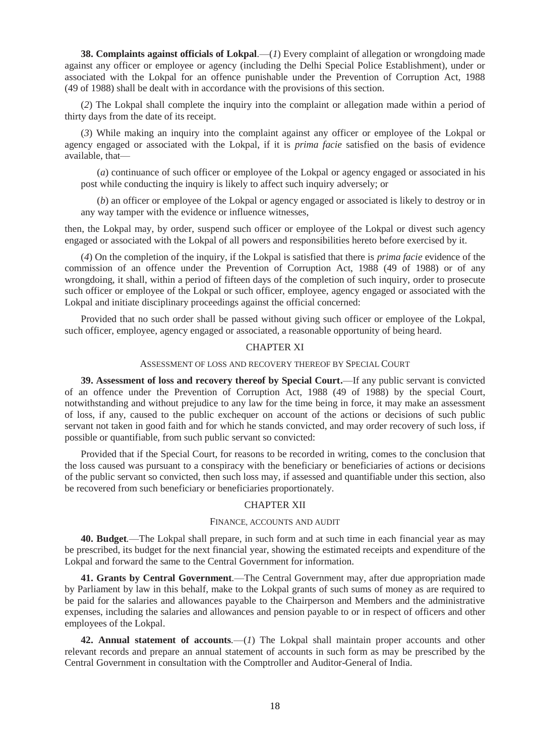**38. Complaints against officials of Lokpal**.—(*1*) Every complaint of allegation or wrongdoing made against any officer or employee or agency (including the Delhi Special Police Establishment), under or associated with the Lokpal for an offence punishable under the Prevention of Corruption Act, 1988 (49 of 1988) shall be dealt with in accordance with the provisions of this section.

(*2*) The Lokpal shall complete the inquiry into the complaint or allegation made within a period of thirty days from the date of its receipt.

(*3*) While making an inquiry into the complaint against any officer or employee of the Lokpal or agency engaged or associated with the Lokpal, if it is *prima facie* satisfied on the basis of evidence available, that—

(*a*) continuance of such officer or employee of the Lokpal or agency engaged or associated in his post while conducting the inquiry is likely to affect such inquiry adversely; or

(*b*) an officer or employee of the Lokpal or agency engaged or associated is likely to destroy or in any way tamper with the evidence or influence witnesses,

then, the Lokpal may, by order, suspend such officer or employee of the Lokpal or divest such agency engaged or associated with the Lokpal of all powers and responsibilities hereto before exercised by it.

(*4*) On the completion of the inquiry, if the Lokpal is satisfied that there is *prima facie* evidence of the commission of an offence under the Prevention of Corruption Act, 1988 (49 of 1988) or of any wrongdoing, it shall, within a period of fifteen days of the completion of such inquiry, order to prosecute such officer or employee of the Lokpal or such officer, employee, agency engaged or associated with the Lokpal and initiate disciplinary proceedings against the official concerned:

Provided that no such order shall be passed without giving such officer or employee of the Lokpal, such officer, employee, agency engaged or associated, a reasonable opportunity of being heard.

## CHAPTER XI

### ASSESSMENT OF LOSS AND RECOVERY THEREOF BY SPECIAL COURT

**39. Assessment of loss and recovery thereof by Special Court.**—If any public servant is convicted of an offence under the Prevention of Corruption Act, 1988 (49 of 1988) by the special Court, notwithstanding and without prejudice to any law for the time being in force, it may make an assessment of loss, if any, caused to the public exchequer on account of the actions or decisions of such public servant not taken in good faith and for which he stands convicted, and may order recovery of such loss, if possible or quantifiable, from such public servant so convicted:

Provided that if the Special Court, for reasons to be recorded in writing, comes to the conclusion that the loss caused was pursuant to a conspiracy with the beneficiary or beneficiaries of actions or decisions of the public servant so convicted, then such loss may, if assessed and quantifiable under this section, also be recovered from such beneficiary or beneficiaries proportionately.

## CHAPTER XII

### FINANCE, ACCOUNTS AND AUDIT

**40. Budget**.—The Lokpal shall prepare, in such form and at such time in each financial year as may be prescribed, its budget for the next financial year, showing the estimated receipts and expenditure of the Lokpal and forward the same to the Central Government for information.

**41. Grants by Central Government**.—The Central Government may, after due appropriation made by Parliament by law in this behalf, make to the Lokpal grants of such sums of money as are required to be paid for the salaries and allowances payable to the Chairperson and Members and the administrative expenses, including the salaries and allowances and pension payable to or in respect of officers and other employees of the Lokpal.

**42. Annual statement of accounts**.—(*1*) The Lokpal shall maintain proper accounts and other relevant records and prepare an annual statement of accounts in such form as may be prescribed by the Central Government in consultation with the Comptroller and Auditor-General of India.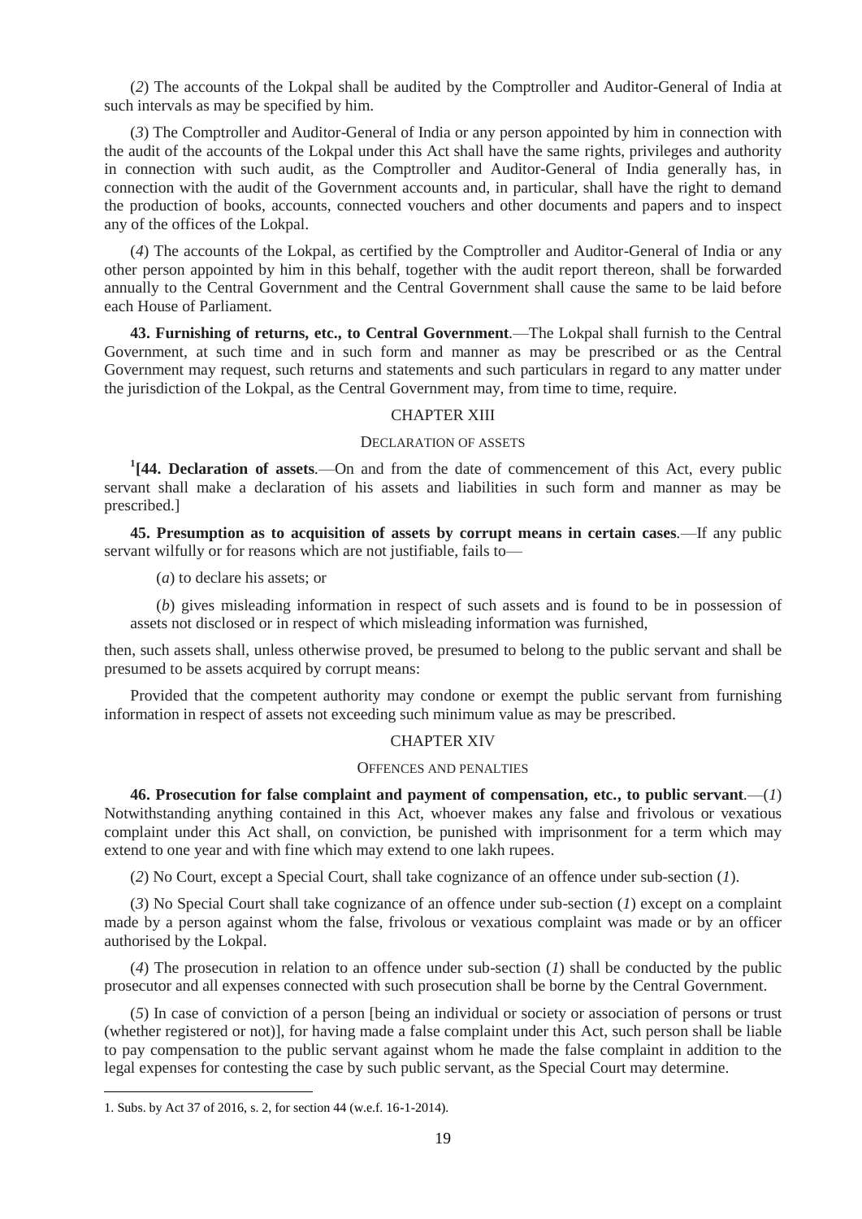(*2*) The accounts of the Lokpal shall be audited by the Comptroller and Auditor-General of India at such intervals as may be specified by him.

(*3*) The Comptroller and Auditor-General of India or any person appointed by him in connection with the audit of the accounts of the Lokpal under this Act shall have the same rights, privileges and authority in connection with such audit, as the Comptroller and Auditor-General of India generally has, in connection with the audit of the Government accounts and, in particular, shall have the right to demand the production of books, accounts, connected vouchers and other documents and papers and to inspect any of the offices of the Lokpal.

(*4*) The accounts of the Lokpal, as certified by the Comptroller and Auditor-General of India or any other person appointed by him in this behalf, together with the audit report thereon, shall be forwarded annually to the Central Government and the Central Government shall cause the same to be laid before each House of Parliament.

**43. Furnishing of returns, etc., to Central Government**.—The Lokpal shall furnish to the Central Government, at such time and in such form and manner as may be prescribed or as the Central Government may request, such returns and statements and such particulars in regard to any matter under the jurisdiction of the Lokpal, as the Central Government may, from time to time, require.

## CHAPTER XIII

### DECLARATION OF ASSETS

[1]**[44. Declaration of assets**.—On and from the date of commencement of this Act, every public servant shall make a declaration of his assets and liabilities in such form and manner as may be prescribed.]

**45. Presumption as to acquisition of assets by corrupt means in certain cases**.—If any public servant wilfully or for reasons which are not justifiable, fails to—

(*a*) to declare his assets; or

(*b*) gives misleading information in respect of such assets and is found to be in possession of assets not disclosed or in respect of which misleading information was furnished,

then, such assets shall, unless otherwise proved, be presumed to belong to the public servant and shall be presumed to be assets acquired by corrupt means:

Provided that the competent authority may condone or exempt the public servant from furnishing information in respect of assets not exceeding such minimum value as may be prescribed.

## CHAPTER XIV

### OFFENCES AND PENALTIES

**46. Prosecution for false complaint and payment of compensation, etc., to public servant**.—(*1*) Notwithstanding anything contained in this Act, whoever makes any false and frivolous or vexatious complaint under this Act shall, on conviction, be punished with imprisonment for a term which may extend to one year and with fine which may extend to one lakh rupees.

(*2*) No Court, except a Special Court, shall take cognizance of an offence under sub-section (*1*).

(*3*) No Special Court shall take cognizance of an offence under sub-section (*1*) except on a complaint made by a person against whom the false, frivolous or vexatious complaint was made or by an officer authorised by the Lokpal.

(*4*) The prosecution in relation to an offence under sub-section (*1*) shall be conducted by the public prosecutor and all expenses connected with such prosecution shall be borne by the Central Government.

(*5*) In case of conviction of a person [being an individual or society or association of persons or trust (whether registered or not)], for having made a false complaint under this Act, such person shall be liable to pay compensation to the public servant against whom he made the false complaint in addition to the legal expenses for contesting the case by such public servant, as the Special Court may determine.

---

1. Subs. by Act 37 of 2016, s. 2, for section 44 (w.e.f. 16-1-2014).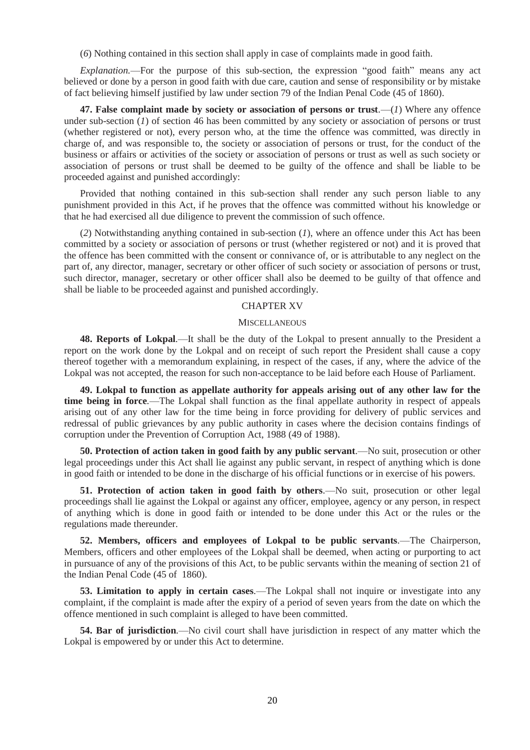(*6*) Nothing contained in this section shall apply in case of complaints made in good faith.

*Explanation.*—For the purpose of this sub-section, the expression "good faith" means any act believed or done by a person in good faith with due care, caution and sense of responsibility or by mistake of fact believing himself justified by law under section 79 of the Indian Penal Code (45 of 1860).

**47. False complaint made by society or association of persons or trust**.—(*1*) Where any offence under sub-section (*1*) of section 46 has been committed by any society or association of persons or trust (whether registered or not), every person who, at the time the offence was committed, was directly in charge of, and was responsible to, the society or association of persons or trust, for the conduct of the business or affairs or activities of the society or association of persons or trust as well as such society or association of persons or trust shall be deemed to be guilty of the offence and shall be liable to be proceeded against and punished accordingly:

Provided that nothing contained in this sub-section shall render any such person liable to any punishment provided in this Act, if he proves that the offence was committed without his knowledge or that he had exercised all due diligence to prevent the commission of such offence.

(*2*) Notwithstanding anything contained in sub-section (*1*), where an offence under this Act has been committed by a society or association of persons or trust (whether registered or not) and it is proved that the offence has been committed with the consent or connivance of, or is attributable to any neglect on the part of, any director, manager, secretary or other officer of such society or association of persons or trust, such director, manager, secretary or other officer shall also be deemed to be guilty of that offence and shall be liable to be proceeded against and punished accordingly.

## CHAPTER XV

### MISCELLANEOUS

**48. Reports of Lokpal**.—It shall be the duty of the Lokpal to present annually to the President a report on the work done by the Lokpal and on receipt of such report the President shall cause a copy thereof together with a memorandum explaining, in respect of the cases, if any, where the advice of the Lokpal was not accepted, the reason for such non-acceptance to be laid before each House of Parliament.

**49. Lokpal to function as appellate authority for appeals arising out of any other law for the time being in force**.—The Lokpal shall function as the final appellate authority in respect of appeals arising out of any other law for the time being in force providing for delivery of public services and redressal of public grievances by any public authority in cases where the decision contains findings of corruption under the Prevention of Corruption Act, 1988 (49 of 1988).

**50. Protection of action taken in good faith by any public servant**.—No suit, prosecution or other legal proceedings under this Act shall lie against any public servant, in respect of anything which is done in good faith or intended to be done in the discharge of his official functions or in exercise of his powers.

**51. Protection of action taken in good faith by others**.—No suit, prosecution or other legal proceedings shall lie against the Lokpal or against any officer, employee, agency or any person, in respect of anything which is done in good faith or intended to be done under this Act or the rules or the regulations made thereunder.

**52. Members, officers and employees of Lokpal to be public servants**.—The Chairperson, Members, officers and other employees of the Lokpal shall be deemed, when acting or purporting to act in pursuance of any of the provisions of this Act, to be public servants within the meaning of section 21 of the Indian Penal Code (45 of 1860).

**53. Limitation to apply in certain cases**.—The Lokpal shall not inquire or investigate into any complaint, if the complaint is made after the expiry of a period of seven years from the date on which the offence mentioned in such complaint is alleged to have been committed.

**54. Bar of jurisdiction**.—No civil court shall have jurisdiction in respect of any matter which the Lokpal is empowered by or under this Act to determine.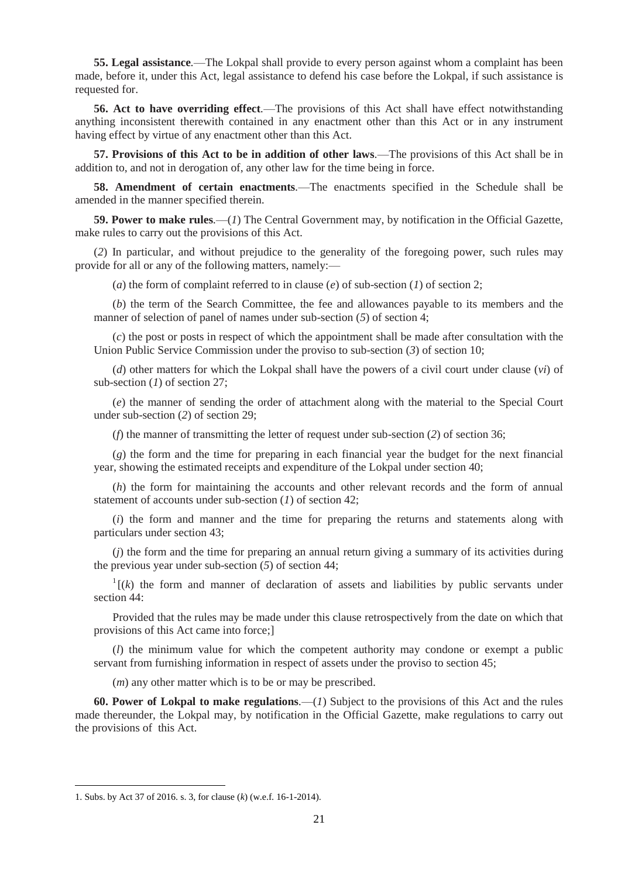**55. Legal assistance**.—The Lokpal shall provide to every person against whom a complaint has been made, before it, under this Act, legal assistance to defend his case before the Lokpal, if such assistance is requested for.

**56. Act to have overriding effect**.—The provisions of this Act shall have effect notwithstanding anything inconsistent therewith contained in any enactment other than this Act or in any instrument having effect by virtue of any enactment other than this Act.

**57. Provisions of this Act to be in addition of other laws**.—The provisions of this Act shall be in addition to, and not in derogation of, any other law for the time being in force.

**58. Amendment of certain enactments**.—The enactments specified in the Schedule shall be amended in the manner specified therein.

**59. Power to make rules**.—(*1*) The Central Government may, by notification in the Official Gazette, make rules to carry out the provisions of this Act.

(*2*) In particular, and without prejudice to the generality of the foregoing power, such rules may provide for all or any of the following matters, namely:—

(*a*) the form of complaint referred to in clause (*e*) of sub-section (*1*) of section 2;

(*b*) the term of the Search Committee, the fee and allowances payable to its members and the manner of selection of panel of names under sub-section (*5*) of section 4;

(*c*) the post or posts in respect of which the appointment shall be made after consultation with the Union Public Service Commission under the proviso to sub-section (*3*) of section 10;

(*d*) other matters for which the Lokpal shall have the powers of a civil court under clause (*vi*) of sub-section (*1*) of section 27;

(*e*) the manner of sending the order of attachment along with the material to the Special Court under sub-section (*2*) of section 29;

(*f*) the manner of transmitting the letter of request under sub-section (*2*) of section 36;

(*g*) the form and the time for preparing in each financial year the budget for the next financial year, showing the estimated receipts and expenditure of the Lokpal under section 40;

(*h*) the form for maintaining the accounts and other relevant records and the form of annual statement of accounts under sub-section (*1*) of section 42;

(*i*) the form and manner and the time for preparing the returns and statements along with particulars under section 43;

(*j*) the form and the time for preparing an annual return giving a summary of its activities during the previous year under sub-section (*5*) of section 44;

[1][(*k*) the form and manner of declaration of assets and liabilities by public servants under section 44:

Provided that the rules may be made under this clause retrospectively from the date on which that provisions of this Act came into force;]

(*l*) the minimum value for which the competent authority may condone or exempt a public servant from furnishing information in respect of assets under the proviso to section 45;

(*m*) any other matter which is to be or may be prescribed.

**60. Power of Lokpal to make regulations**.—(*1*) Subject to the provisions of this Act and the rules made thereunder, the Lokpal may, by notification in the Official Gazette, make regulations to carry out the provisions of this Act.

---

1. Subs. by Act 37 of 2016. s. 3, for clause (*k*) (w.e.f. 16-1-2014).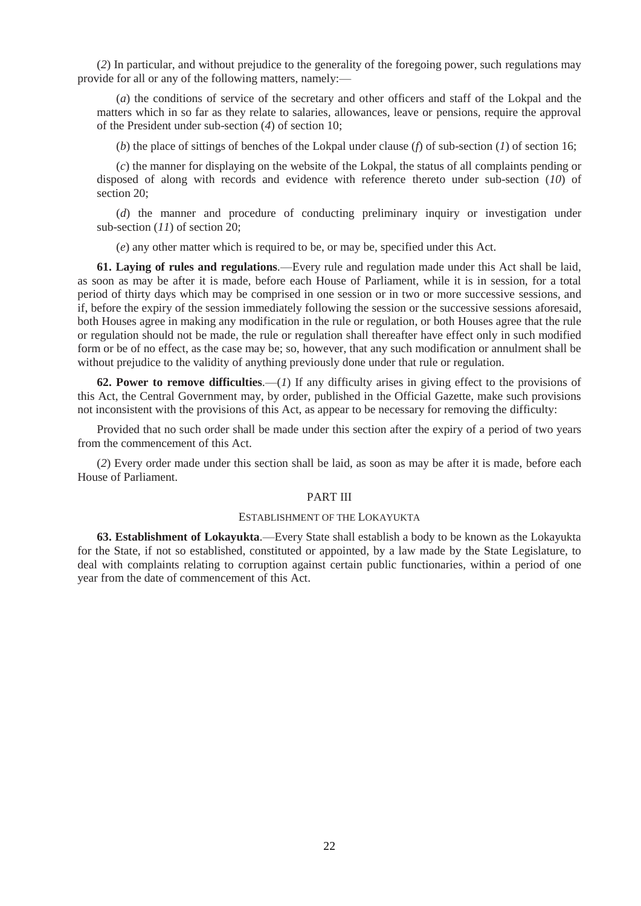(*2*) In particular, and without prejudice to the generality of the foregoing power, such regulations may provide for all or any of the following matters, namely:—

(*a*) the conditions of service of the secretary and other officers and staff of the Lokpal and the matters which in so far as they relate to salaries, allowances, leave or pensions, require the approval of the President under sub-section (*4*) of section 10;

(*b*) the place of sittings of benches of the Lokpal under clause (*f*) of sub-section (*1*) of section 16;

(*c*) the manner for displaying on the website of the Lokpal, the status of all complaints pending or disposed of along with records and evidence with reference thereto under sub-section (*10*) of section 20;

(*d*) the manner and procedure of conducting preliminary inquiry or investigation under sub-section (*11*) of section 20;

(*e*) any other matter which is required to be, or may be, specified under this Act.

**61. Laying of rules and regulations**.—Every rule and regulation made under this Act shall be laid, as soon as may be after it is made, before each House of Parliament, while it is in session, for a total period of thirty days which may be comprised in one session or in two or more successive sessions, and if, before the expiry of the session immediately following the session or the successive sessions aforesaid, both Houses agree in making any modification in the rule or regulation, or both Houses agree that the rule or regulation should not be made, the rule or regulation shall thereafter have effect only in such modified form or be of no effect, as the case may be; so, however, that any such modification or annulment shall be without prejudice to the validity of anything previously done under that rule or regulation.

**62. Power to remove difficulties**.—(*1*) If any difficulty arises in giving effect to the provisions of this Act, the Central Government may, by order, published in the Official Gazette, make such provisions not inconsistent with the provisions of this Act, as appear to be necessary for removing the difficulty:

Provided that no such order shall be made under this section after the expiry of a period of two years from the commencement of this Act.

(*2*) Every order made under this section shall be laid, as soon as may be after it is made, before each House of Parliament.

## PART III

### ESTABLISHMENT OF THE LOKAYUKTA

**63. Establishment of Lokayukta**.—Every State shall establish a body to be known as the Lokayukta for the State, if not so established, constituted or appointed, by a law made by the State Legislature, to deal with complaints relating to corruption against certain public functionaries, within a period of one year from the date of commencement of this Act.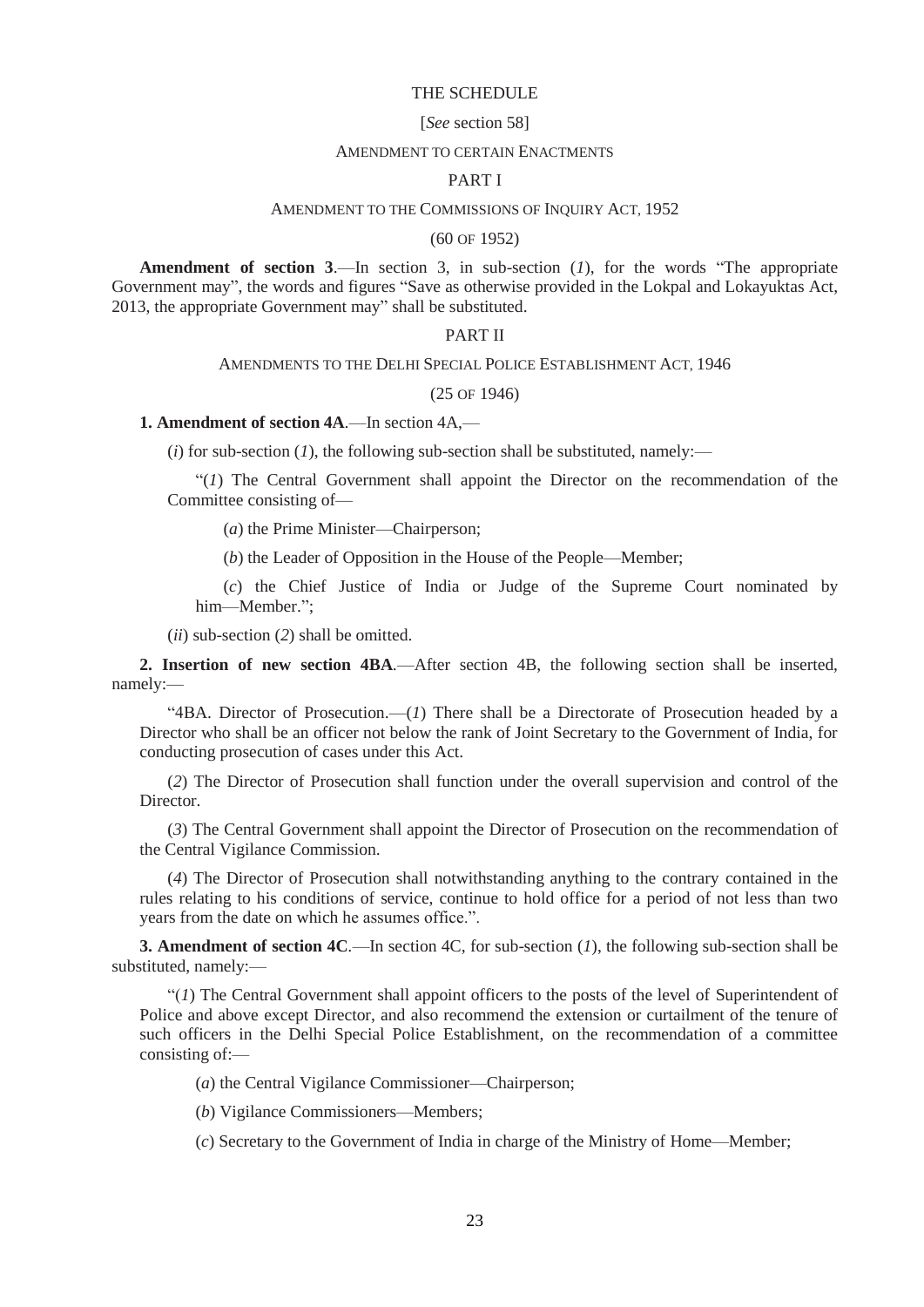# THE SCHEDULE

[*See* section 58]

## AMENDMENT TO CERTAIN ENACTMENTS

### PART I

### AMENDMENT TO THE COMMISSIONS OF INQUIRY ACT, 1952

(60 OF 1952)

**Amendment of section 3**.—In section 3, in sub-section (*1*), for the words "The appropriate Government may", the words and figures "Save as otherwise provided in the Lokpal and Lokayuktas Act, 2013, the appropriate Government may" shall be substituted.

### PART II

### AMENDMENTS TO THE DELHI SPECIAL POLICE ESTABLISHMENT ACT, 1946

(25 OF 1946)

**1. Amendment of section 4A**.—In section 4A,—

(*i*) for sub-section (*1*), the following sub-section shall be substituted, namely:—

"(*1*) The Central Government shall appoint the Director on the recommendation of the Committee consisting of—

(*a*) the Prime Minister—Chairperson;

(*b*) the Leader of Opposition in the House of the People—Member;

(*c*) the Chief Justice of India or Judge of the Supreme Court nominated by him—Member.";

(*ii*) sub-section (*2*) shall be omitted.

**2. Insertion of new section 4BA**.—After section 4B, the following section shall be inserted, namely:—

"4BA. Director of Prosecution.—(*1*) There shall be a Directorate of Prosecution headed by a Director who shall be an officer not below the rank of Joint Secretary to the Government of India, for conducting prosecution of cases under this Act.

(*2*) The Director of Prosecution shall function under the overall supervision and control of the Director.

(*3*) The Central Government shall appoint the Director of Prosecution on the recommendation of the Central Vigilance Commission.

(*4*) The Director of Prosecution shall notwithstanding anything to the contrary contained in the rules relating to his conditions of service, continue to hold office for a period of not less than two years from the date on which he assumes office.".

**3. Amendment of section 4C**.—In section 4C, for sub-section (*1*), the following sub-section shall be substituted, namely:—

"(*1*) The Central Government shall appoint officers to the posts of the level of Superintendent of Police and above except Director, and also recommend the extension or curtailment of the tenure of such officers in the Delhi Special Police Establishment, on the recommendation of a committee consisting of:—

(*a*) the Central Vigilance Commissioner—Chairperson;

(*b*) Vigilance Commissioners—Members;

(*c*) Secretary to the Government of India in charge of the Ministry of Home—Member;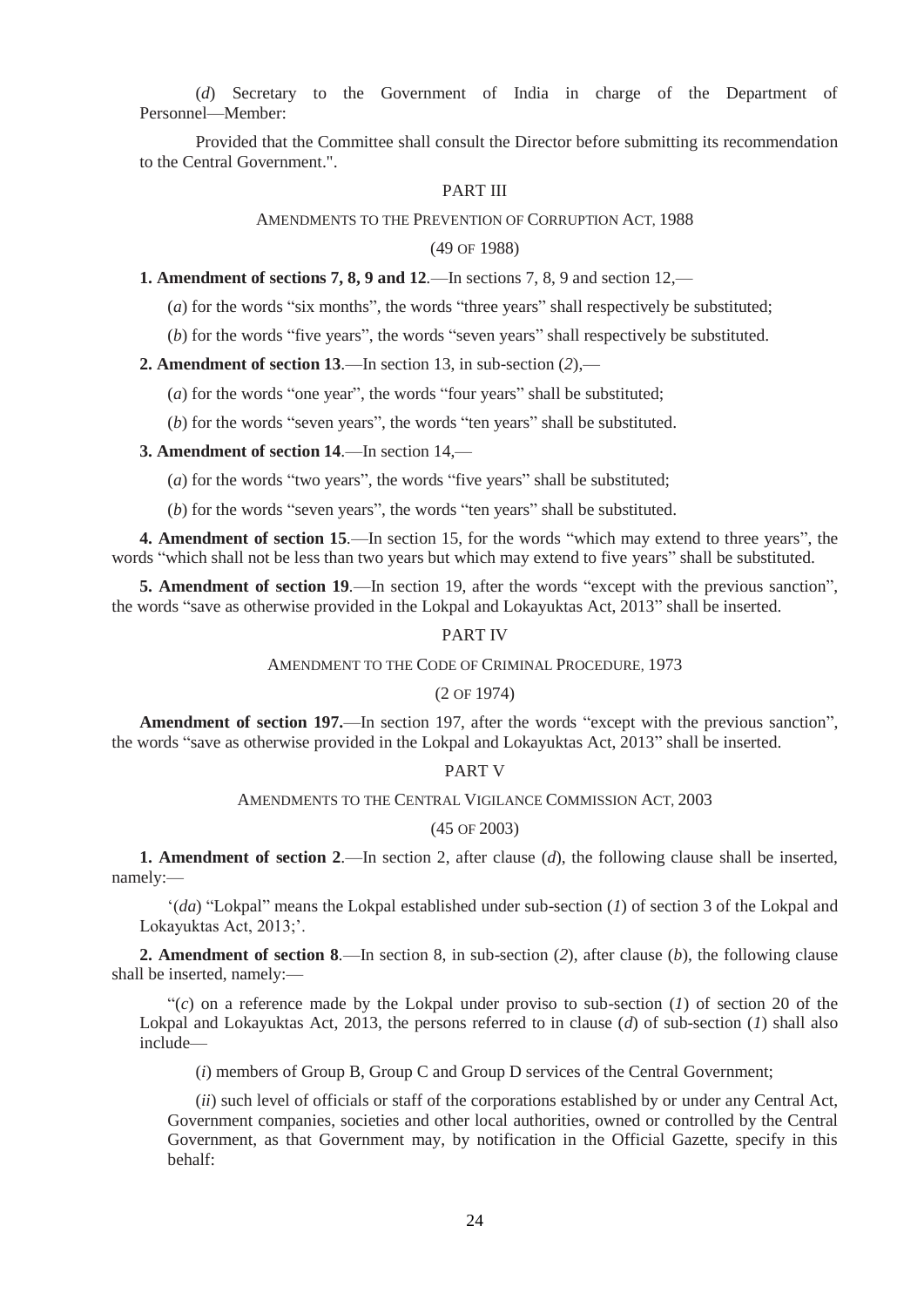(*d*) Secretary to the Government of India in charge of the Department of Personnel—Member:

Provided that the Committee shall consult the Director before submitting its recommendation to the Central Government.".

## PART III

### AMENDMENTS TO THE PREVENTION OF CORRUPTION ACT, 1988

(49 OF 1988)

**1. Amendment of sections 7, 8, 9 and 12**.—In sections 7, 8, 9 and section 12,—

(*a*) for the words "six months", the words "three years" shall respectively be substituted;

(*b*) for the words "five years", the words "seven years" shall respectively be substituted.

**2. Amendment of section 13**.—In section 13, in sub-section (*2*),—

(*a*) for the words "one year", the words "four years" shall be substituted;

(*b*) for the words "seven years", the words "ten years" shall be substituted.

**3. Amendment of section 14**.—In section 14,—

(*a*) for the words "two years", the words "five years" shall be substituted;

(*b*) for the words "seven years", the words "ten years" shall be substituted.

**4. Amendment of section 15**.—In section 15, for the words "which may extend to three years", the words "which shall not be less than two years but which may extend to five years" shall be substituted.

**5. Amendment of section 19**.—In section 19, after the words "except with the previous sanction", the words "save as otherwise provided in the Lokpal and Lokayuktas Act, 2013" shall be inserted.

## PART IV

### AMENDMENT TO THE CODE OF CRIMINAL PROCEDURE, 1973

(2 OF 1974)

**Amendment of section 197.**—In section 197, after the words "except with the previous sanction", the words "save as otherwise provided in the Lokpal and Lokayuktas Act, 2013" shall be inserted.

## PART V

### AMENDMENTS TO THE CENTRAL VIGILANCE COMMISSION ACT, 2003

(45 OF 2003)

**1. Amendment of section 2**.—In section 2, after clause (*d*), the following clause shall be inserted, namely:—

'(*da*) "Lokpal" means the Lokpal established under sub-section (*1*) of section 3 of the Lokpal and Lokayuktas Act, 2013;'.

**2. Amendment of section 8**.—In section 8, in sub-section (*2*), after clause (*b*), the following clause shall be inserted, namely:—

"(*c*) on a reference made by the Lokpal under proviso to sub-section (*1*) of section 20 of the Lokpal and Lokayuktas Act, 2013, the persons referred to in clause (*d*) of sub-section (*1*) shall also include—

(*i*) members of Group B, Group C and Group D services of the Central Government;

(*ii*) such level of officials or staff of the corporations established by or under any Central Act, Government companies, societies and other local authorities, owned or controlled by the Central Government, as that Government may, by notification in the Official Gazette, specify in this behalf: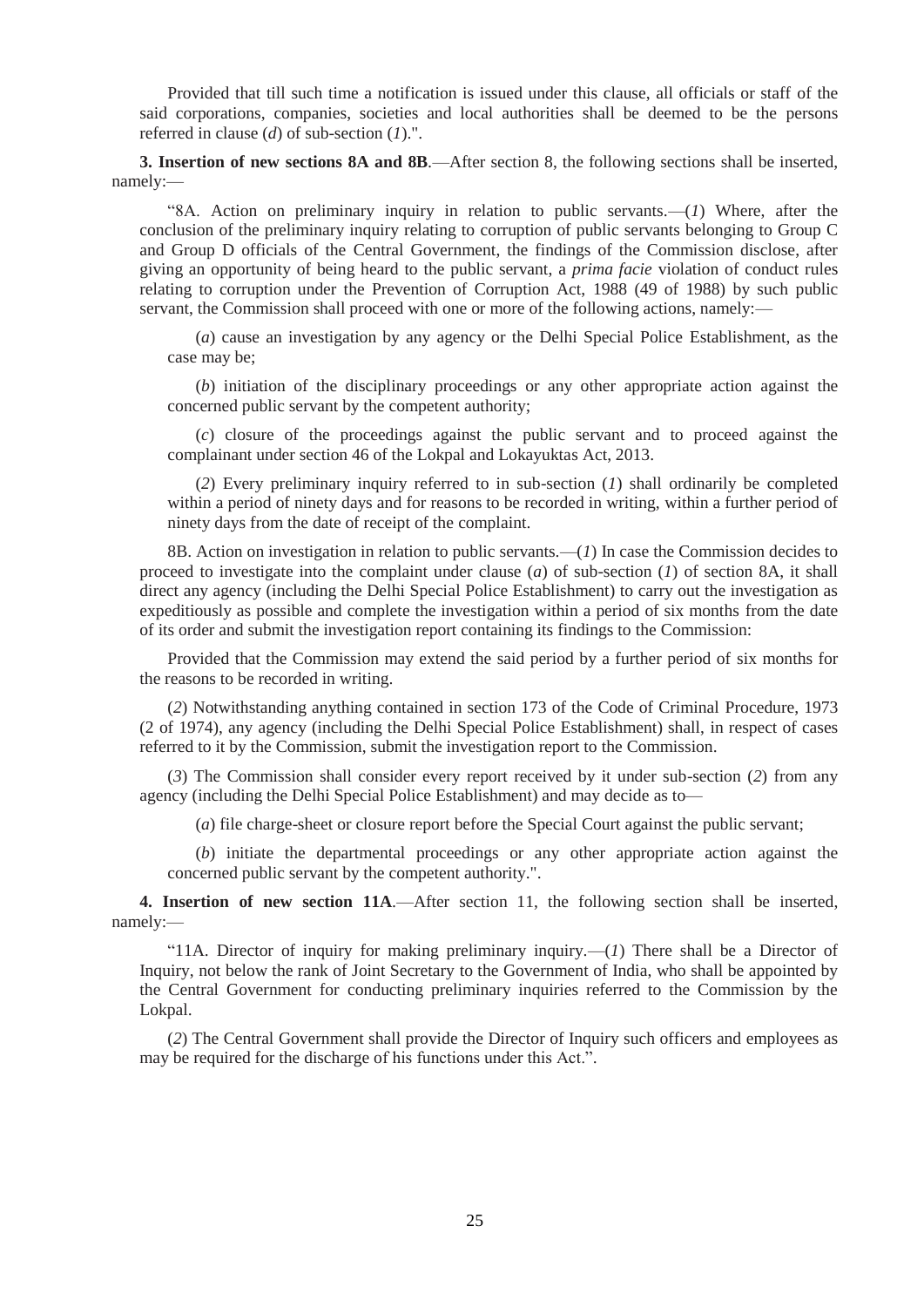Provided that till such time a notification is issued under this clause, all officials or staff of the said corporations, companies, societies and local authorities shall be deemed to be the persons referred in clause (*d*) of sub-section (*1*).".

**3. Insertion of new sections 8A and 8B**.—After section 8, the following sections shall be inserted, namely:—

"8A. Action on preliminary inquiry in relation to public servants.—(*1*) Where, after the conclusion of the preliminary inquiry relating to corruption of public servants belonging to Group C and Group D officials of the Central Government, the findings of the Commission disclose, after giving an opportunity of being heard to the public servant, a *prima facie* violation of conduct rules relating to corruption under the Prevention of Corruption Act, 1988 (49 of 1988) by such public servant, the Commission shall proceed with one or more of the following actions, namely:—

(*a*) cause an investigation by any agency or the Delhi Special Police Establishment, as the case may be;

(*b*) initiation of the disciplinary proceedings or any other appropriate action against the concerned public servant by the competent authority;

(*c*) closure of the proceedings against the public servant and to proceed against the complainant under section 46 of the Lokpal and Lokayuktas Act, 2013.

(*2*) Every preliminary inquiry referred to in sub-section (*1*) shall ordinarily be completed within a period of ninety days and for reasons to be recorded in writing, within a further period of ninety days from the date of receipt of the complaint.

8B. Action on investigation in relation to public servants.—(*1*) In case the Commission decides to proceed to investigate into the complaint under clause (*a*) of sub-section (*1*) of section 8A, it shall direct any agency (including the Delhi Special Police Establishment) to carry out the investigation as expeditiously as possible and complete the investigation within a period of six months from the date of its order and submit the investigation report containing its findings to the Commission:

Provided that the Commission may extend the said period by a further period of six months for the reasons to be recorded in writing.

(*2*) Notwithstanding anything contained in section 173 of the Code of Criminal Procedure, 1973 (2 of 1974), any agency (including the Delhi Special Police Establishment) shall, in respect of cases referred to it by the Commission, submit the investigation report to the Commission.

(*3*) The Commission shall consider every report received by it under sub-section (*2*) from any agency (including the Delhi Special Police Establishment) and may decide as to—

(*a*) file charge-sheet or closure report before the Special Court against the public servant;

(*b*) initiate the departmental proceedings or any other appropriate action against the concerned public servant by the competent authority.".

**4. Insertion of new section 11A**.—After section 11, the following section shall be inserted, namely:—

"11A. Director of inquiry for making preliminary inquiry.—(*1*) There shall be a Director of Inquiry, not below the rank of Joint Secretary to the Government of India, who shall be appointed by the Central Government for conducting preliminary inquiries referred to the Commission by the Lokpal.

(*2*) The Central Government shall provide the Director of Inquiry such officers and employees as may be required for the discharge of his functions under this Act.".